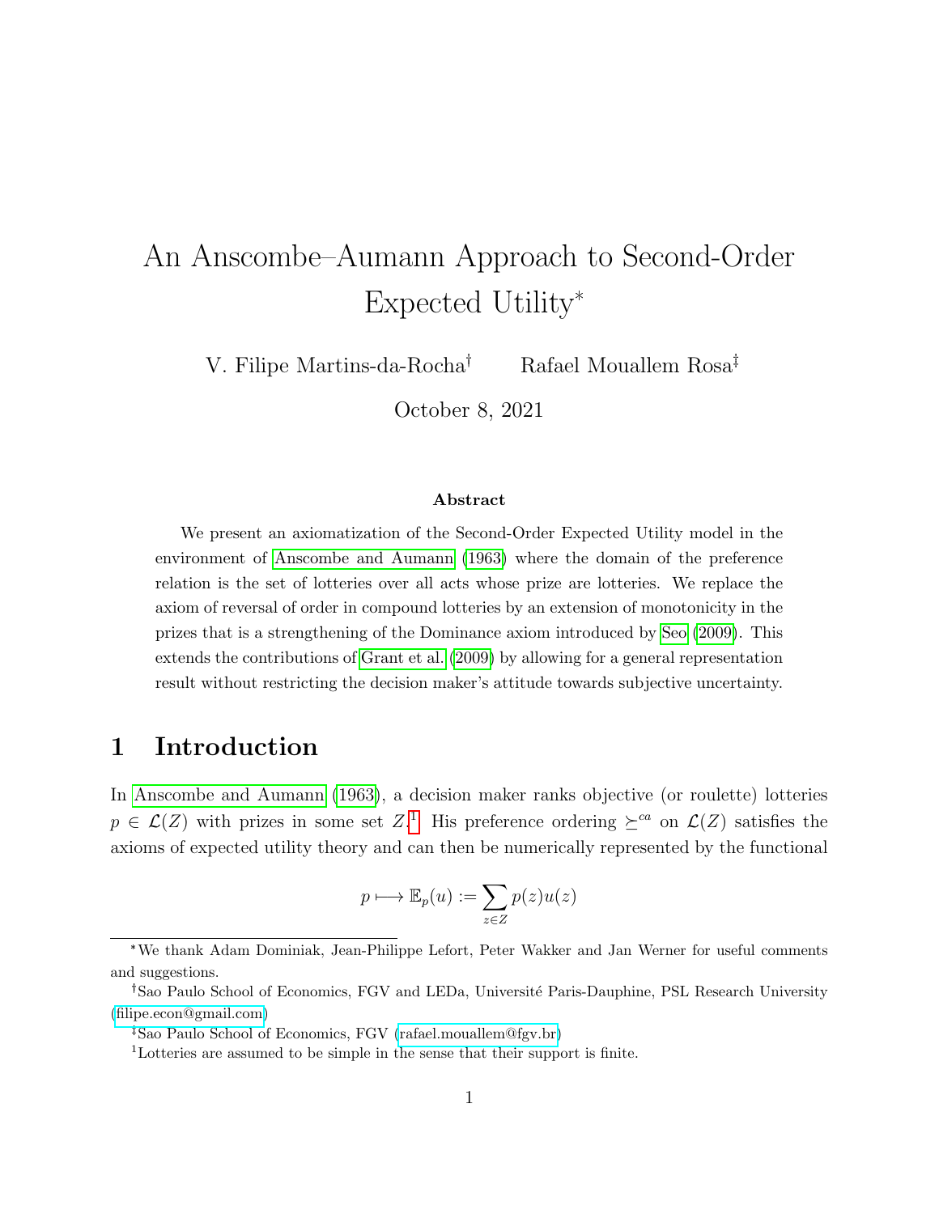# An Anscombe–Aumann Approach to Second-Order Expected Utility*

V. Filipe Martins-da-Rocha[†] Rafael Mouallem Rosa[‡]

October 8, 2021

**Abstract**

We present an axiomatization of the Second-Order Expected Utility model in the environment of Anscombe and Aumann (1963) where the domain of the preference relation is the set of lotteries over all acts whose prize are lotteries. We replace the axiom of reversal of order in compound lotteries by an extension of monotonicity in the prizes that is a strengthening of the Dominance axiom introduced by Seo (2009). This extends the contributions of Grant et al. (2009) by allowing for a general representation result without restricting the decision maker's attitude towards subjective uncertainty.

## 1 Introduction

In Anscombe and Aumann (1963), a decision maker ranks objective (or roulette) lotteries $p \in \mathcal{L}(Z)$ with prizes in some set $Z$.[1] His preference ordering $\succeq^{ca}$ on $\mathcal{L}(Z)$ satisfies the axioms of expected utility theory and can then be numerically represented by the functional

$$p \longmapsto \mathbb{E}_p(u) := \sum_{z \in Z} p(z)u(z)$$

---

*We thank Adam Dominiak, Jean-Philippe Lefort, Peter Wakker and Jan Werner for useful comments and suggestions.

[†]Sao Paulo School of Economics, FGV and LEDa, Université Paris-Dauphine, PSL Research University (filipe.econ@gmail.com)

[‡]Sao Paulo School of Economics, FGV (rafael.mouallem@fgv.br)

[1]Lotteries are assumed to be simple in the sense that their support is finite.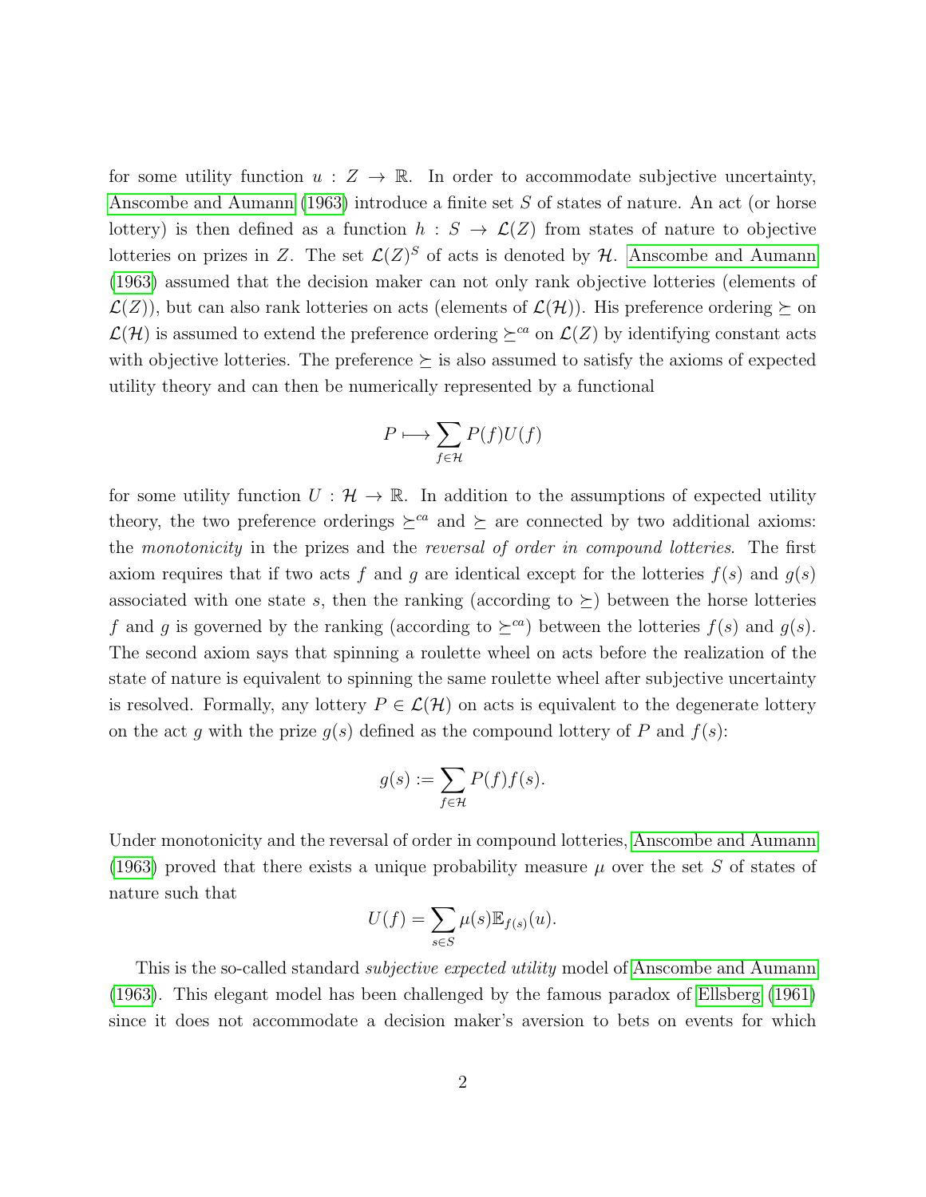for some utility function $u : Z \to \mathbb{R}$. In order to accommodate subjective uncertainty, Anscombe and Aumann (1963) introduce a finite set $S$ of states of nature. An act (or horse lottery) is then defined as a function $h : S \to \mathcal{L}(Z)$ from states of nature to objective lotteries on prizes in $Z$. The set $\mathcal{L}(Z)^S$ of acts is denoted by $\mathcal{H}$. Anscombe and Aumann (1963) assumed that the decision maker can not only rank objective lotteries (elements of $\mathcal{L}(Z)$), but can also rank lotteries on acts (elements of $\mathcal{L}(\mathcal{H})$). His preference ordering $\succeq$ on $\mathcal{L}(\mathcal{H})$ is assumed to extend the preference ordering $\succeq^{ca}$ on $\mathcal{L}(Z)$ by identifying constant acts with objective lotteries. The preference $\succeq$ is also assumed to satisfy the axioms of expected utility theory and can then be numerically represented by a functional

$$P \longmapsto \sum_{f \in \mathcal{H}} P(f)U(f)$$

for some utility function $U : \mathcal{H} \to \mathbb{R}$. In addition to the assumptions of expected utility theory, the two preference orderings $\succeq^{ca}$ and $\succeq$ are connected by two additional axioms: the *monotonicity* in the prizes and the *reversal of order in compound lotteries*. The first axiom requires that if two acts $f$ and $g$ are identical except for the lotteries $f(s)$ and $g(s)$ associated with one state $s$, then the ranking (according to $\succeq$) between the horse lotteries $f$ and $g$ is governed by the ranking (according to $\succeq^{ca}$) between the lotteries $f(s)$ and $g(s)$. The second axiom says that spinning a roulette wheel on acts before the realization of the state of nature is equivalent to spinning the same roulette wheel after subjective uncertainty is resolved. Formally, any lottery $P \in \mathcal{L}(\mathcal{H})$ on acts is equivalent to the degenerate lottery on the act $g$ with the prize $g(s)$ defined as the compound lottery of $P$ and $f(s)$:

$$g(s) := \sum_{f \in \mathcal{H}} P(f)f(s).$$

Under monotonicity and the reversal of order in compound lotteries, Anscombe and Aumann (1963) proved that there exists a unique probability measure $\mu$ over the set $S$ of states of nature such that

$$U(f) = \sum_{s \in S} \mu(s)\mathbb{E}_{f(s)}(u).$$

This is the so-called standard *subjective expected utility* model of Anscombe and Aumann (1963). This elegant model has been challenged by the famous paradox of Ellsberg (1961) since it does not accommodate a decision maker's aversion to bets on events for which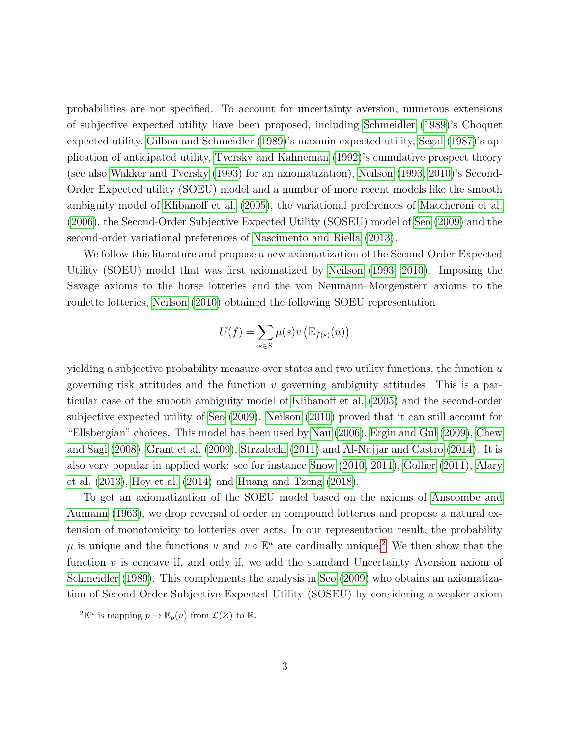probabilities are not specified. To account for uncertainty aversion, numerous extensions of subjective expected utility have been proposed, including Schmeidler (1989)'s Choquet expected utility, Gilboa and Schmeidler (1989)'s maxmin expected utility, Segal (1987)'s application of anticipated utility, Tversky and Kahneman (1992)'s cumulative prospect theory (see also Wakker and Tversky (1993) for an axiomatization), Neilson (1993, 2010)'s Second-Order Expected utility (SOEU) model and a number of more recent models like the smooth ambiguity model of Klibanoff et al. (2005), the variational preferences of Maccheroni et al. (2006), the Second-Order Subjective Expected Utility (SOSEU) model of Seo (2009) and the second-order variational preferences of Nascimento and Riella (2013).

We follow this literature and propose a new axiomatization of the Second-Order Expected Utility (SOEU) model that was first axiomatized by Neilson (1993, 2010). Imposing the Savage axioms to the horse lotteries and the von Neumann–Morgenstern axioms to the roulette lotteries, Neilson (2010) obtained the following SOEU representation

$$U(f) = \sum_{s \in S} \mu(s) v\left(\mathbb{E}_{f(s)}(u)\right)$$

yielding a subjective probability measure over states and two utility functions, the function $u$ governing risk attitudes and the function $v$ governing ambiguity attitudes. This is a particular case of the smooth ambiguity model of Klibanoff et al. (2005) and the second-order subjective expected utility of Seo (2009). Neilson (2010) proved that it can still account for "Ellsbergian" choices. This model has been used by Nau (2006), Ergin and Gul (2009), Chew and Sagi (2008), Grant et al. (2009), Strzalecki (2011) and Al-Najjar and Castro (2014). It is also very popular in applied work: see for instance Snow (2010, 2011), Gollier (2011), Alary et al. (2013), Hoy et al. (2014) and Huang and Tzeng (2018).

To get an axiomatization of the SOEU model based on the axioms of Anscombe and Aumann (1963), we drop reversal of order in compound lotteries and propose a natural extension of monotonicity to lotteries over acts. In our representation result, the probability $\mu$ is unique and the functions $u$ and $v \circ \mathbb{E}^u$ are cardinally unique.[2] We then show that the function $v$ is concave if, and only if, we add the standard Uncertainty Aversion axiom of Schmeidler (1989). This complements the analysis in Seo (2009) who obtains an axiomatization of Second-Order Subjective Expected Utility (SOSEU) by considering a weaker axiom

[2] $\mathbb{E}^u$ is mapping $p \mapsto \mathbb{E}_p(u)$ from $\mathcal{L}(Z)$ to $\mathbb{R}$.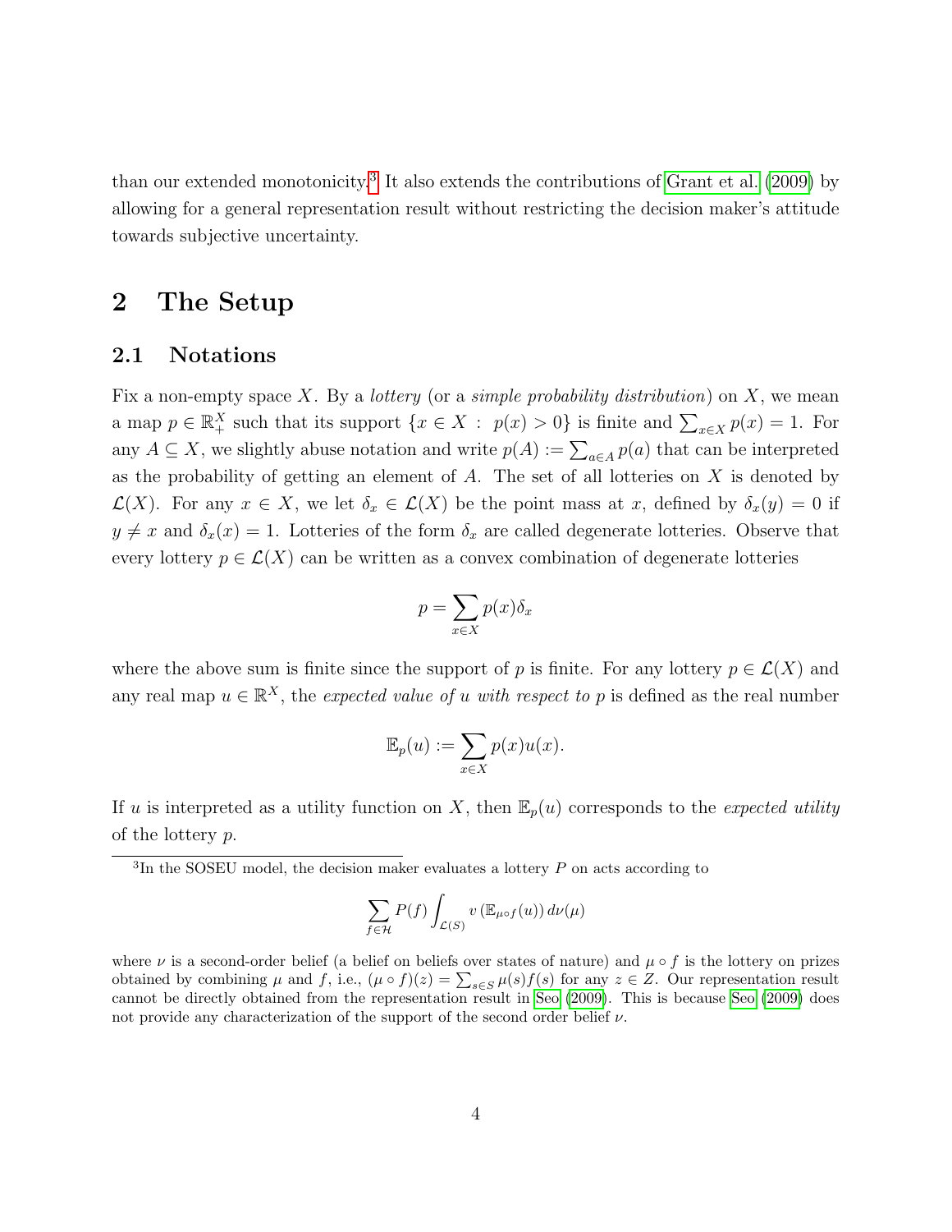than our extended monotonicity.[3] It also extends the contributions of Grant et al. (2009) by allowing for a general representation result without restricting the decision maker's attitude towards subjective uncertainty.

# 2 The Setup

## 2.1 Notations

Fix a non-empty space $X$. By a *lottery* (or a *simple probability distribution*) on $X$, we mean a map $p \in \mathbb{R}_+^X$ such that its support $\{x \in X \;:\; p(x) > 0\}$ is finite and $\sum_{x\in X} p(x) = 1$. For any $A \subseteq X$, we slightly abuse notation and write $p(A) := \sum_{a\in A} p(a)$ that can be interpreted as the probability of getting an element of $A$. The set of all lotteries on $X$ is denoted by $\mathcal{L}(X)$. For any $x \in X$, we let $\delta_x \in \mathcal{L}(X)$ be the point mass at $x$, defined by $\delta_x(y) = 0$ if $y \neq x$ and $\delta_x(x) = 1$. Lotteries of the form $\delta_x$ are called degenerate lotteries. Observe that every lottery $p \in \mathcal{L}(X)$ can be written as a convex combination of degenerate lotteries

$$p = \sum_{x\in X} p(x)\delta_x$$

where the above sum is finite since the support of $p$ is finite. For any lottery $p \in \mathcal{L}(X)$ and any real map $u \in \mathbb{R}^X$, the *expected value of $u$ with respect to $p$* is defined as the real number

$$\mathbb{E}_p(u) := \sum_{x\in X} p(x)u(x).$$

If $u$ is interpreted as a utility function on $X$, then $\mathbb{E}_p(u)$ corresponds to the *expected utility* of the lottery $p$.

[3]In the SOSEU model, the decision maker evaluates a lottery $P$ on acts according to

$$\sum_{f\in\mathcal{H}} P(f) \int_{\mathcal{L}(S)} v\left(\mathbb{E}_{\mu\circ f}(u)\right) d\nu(\mu)$$

where $\nu$ is a second-order belief (a belief on beliefs over states of nature) and $\mu \circ f$ is the lottery on prizes obtained by combining $\mu$ and $f$, i.e., $(\mu \circ f)(z) = \sum_{s\in S} \mu(s) f(s)$ for any $z \in Z$. Our representation result cannot be directly obtained from the representation result in Seo (2009). This is because Seo (2009) does not provide any characterization of the support of the second order belief $\nu$.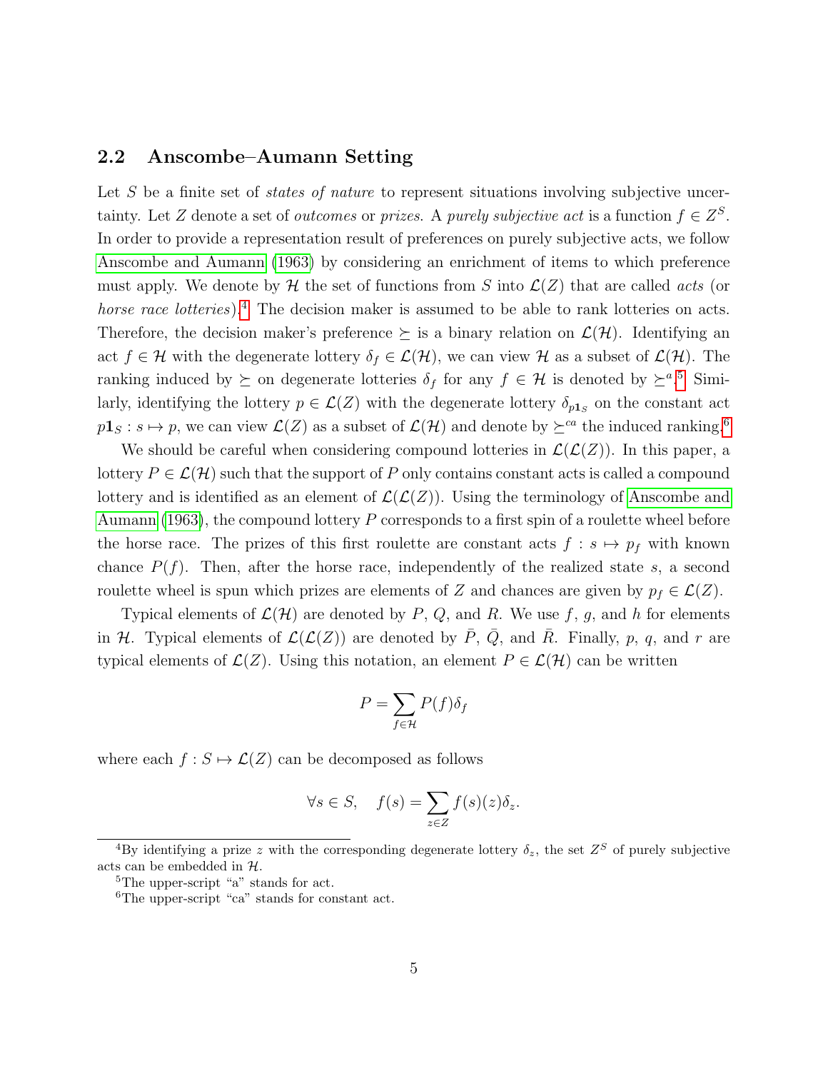### 2.2 Anscombe–Aumann Setting

Let $S$ be a finite set of *states of nature* to represent situations involving subjective uncertainty. Let $Z$ denote a set of *outcomes* or *prizes*. A *purely subjective act* is a function $f \in Z^S$. In order to provide a representation result of preferences on purely subjective acts, we follow Anscombe and Aumann (1963) by considering an enrichment of items to which preference must apply. We denote by $\mathcal{H}$ the set of functions from $S$ into $\mathcal{L}(Z)$ that are called *acts* (or *horse race lotteries*).[4] The decision maker is assumed to be able to rank lotteries on acts. Therefore, the decision maker's preference $\succeq$ is a binary relation on $\mathcal{L}(\mathcal{H})$. Identifying an act $f \in \mathcal{H}$ with the degenerate lottery $\delta_f \in \mathcal{L}(\mathcal{H})$, we can view $\mathcal{H}$ as a subset of $\mathcal{L}(\mathcal{H})$. The ranking induced by $\succeq$ on degenerate lotteries $\delta_f$ for any $f \in \mathcal{H}$ is denoted by $\succeq^a$.[5] Similarly, identifying the lottery $p \in \mathcal{L}(Z)$ with the degenerate lottery $\delta_{p\mathbf{1}_S}$ on the constant act $p\mathbf{1}_S : s \mapsto p$, we can view $\mathcal{L}(Z)$ as a subset of $\mathcal{L}(\mathcal{H})$ and denote by $\succeq^{ca}$ the induced ranking.[6]

We should be careful when considering compound lotteries in $\mathcal{L}(\mathcal{L}(Z))$. In this paper, a lottery $P \in \mathcal{L}(\mathcal{H})$ such that the support of $P$ only contains constant acts is called a compound lottery and is identified as an element of $\mathcal{L}(\mathcal{L}(Z))$. Using the terminology of Anscombe and Aumann (1963), the compound lottery $P$ corresponds to a first spin of a roulette wheel before the horse race. The prizes of this first roulette are constant acts $f : s \mapsto p_f$ with known chance $P(f)$. Then, after the horse race, independently of the realized state $s$, a second roulette wheel is spun which prizes are elements of $Z$ and chances are given by $p_f \in \mathcal{L}(Z)$.

Typical elements of $\mathcal{L}(\mathcal{H})$ are denoted by $P$, $Q$, and $R$. We use $f$, $g$, and $h$ for elements in $\mathcal{H}$. Typical elements of $\mathcal{L}(\mathcal{L}(Z))$ are denoted by $\bar{P}$, $\bar{Q}$, and $\bar{R}$. Finally, $p$, $q$, and $r$ are typical elements of $\mathcal{L}(Z)$. Using this notation, an element $P \in \mathcal{L}(\mathcal{H})$ can be written

$$P = \sum_{f \in \mathcal{H}} P(f)\delta_f$$

where each $f : S \mapsto \mathcal{L}(Z)$ can be decomposed as follows

$$\forall s \in S, \quad f(s) = \sum_{z \in Z} f(s)(z)\delta_z.$$

---

[4] By identifying a prize $z$ with the corresponding degenerate lottery $\delta_z$, the set $Z^S$ of purely subjective acts can be embedded in $\mathcal{H}$.

[5] The upper-script "a" stands for act.

[6] The upper-script "ca" stands for constant act.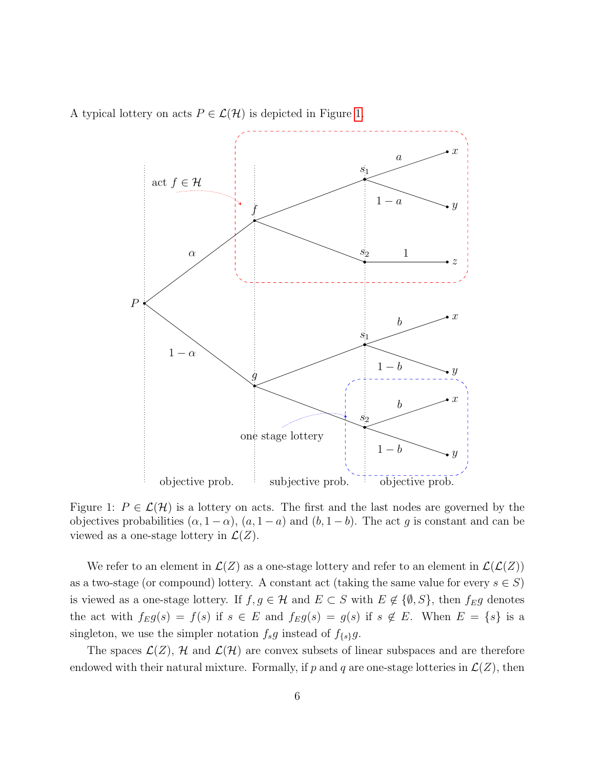A typical lottery on acts $P \in \mathcal{L}(\mathcal{H})$ is depicted in Figure 1.

Figure 1: $P \in \mathcal{L}(\mathcal{H})$ is a lottery on acts. The first and the last nodes are governed by the objectives probabilities $(\alpha, 1-\alpha)$, $(a, 1-a)$ and $(b, 1-b)$. The act $g$ is constant and can be viewed as a one-stage lottery in $\mathcal{L}(Z)$.

We refer to an element in $\mathcal{L}(Z)$ as a one-stage lottery and refer to an element in $\mathcal{L}(\mathcal{L}(Z))$ as a two-stage (or compound) lottery. A constant act (taking the same value for every $s \in S$) is viewed as a one-stage lottery. If $f, g \in \mathcal{H}$ and $E \subset S$ with $E \notin \{\emptyset, S\}$, then $f_E g$ denotes the act with $f_E g(s) = f(s)$ if $s \in E$ and $f_E g(s) = g(s)$ if $s \notin E$. When $E = \{s\}$ is a singleton, we use the simpler notation $f_s g$ instead of $f_{\{s\}} g$.

The spaces $\mathcal{L}(Z)$, $\mathcal{H}$ and $\mathcal{L}(\mathcal{H})$ are convex subsets of linear subspaces and are therefore endowed with their natural mixture. Formally, if $p$ and $q$ are one-stage lotteries in $\mathcal{L}(Z)$, then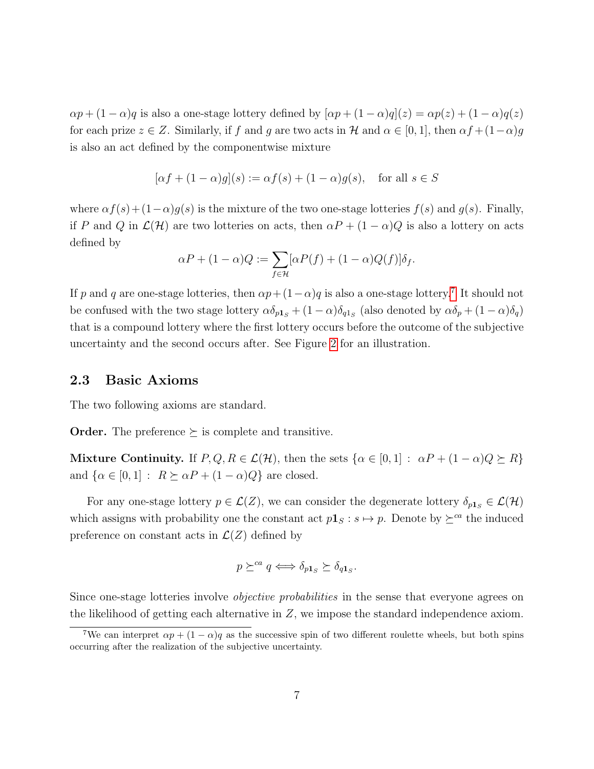$\alpha p + (1-\alpha)q$ is also a one-stage lottery defined by $[\alpha p + (1-\alpha)q](z) = \alpha p(z) + (1-\alpha)q(z)$ for each prize $z \in Z$. Similarly, if $f$ and $g$ are two acts in $\mathcal{H}$ and $\alpha \in [0,1]$, then $\alpha f + (1-\alpha)g$ is also an act defined by the componentwise mixture

$$[\alpha f + (1-\alpha)g](s) := \alpha f(s) + (1-\alpha)g(s), \quad \text{for all } s \in S$$

where $\alpha f(s) + (1-\alpha)g(s)$ is the mixture of the two one-stage lotteries $f(s)$ and $g(s)$. Finally, if $P$ and $Q$ in $\mathcal{L}(\mathcal{H})$ are two lotteries on acts, then $\alpha P + (1-\alpha)Q$ is also a lottery on acts defined by

$$\alpha P + (1-\alpha)Q := \sum_{f \in \mathcal{H}} [\alpha P(f) + (1-\alpha)Q(f)]\delta_f.$$

If $p$ and $q$ are one-stage lotteries, then $\alpha p + (1-\alpha)q$ is also a one-stage lottery.[7] It should not be confused with the two stage lottery $\alpha\delta_{p\mathbf{1}_S} + (1-\alpha)\delta_{q\mathbf{1}_S}$ (also denoted by $\alpha\delta_p + (1-\alpha)\delta_q$) that is a compound lottery where the first lottery occurs before the outcome of the subjective uncertainty and the second occurs after. See Figure 2 for an illustration.

## 2.3 Basic Axioms

The two following axioms are standard.

**Order.** The preference $\succeq$ is complete and transitive.

**Mixture Continuity.** If $P, Q, R \in \mathcal{L}(\mathcal{H})$, then the sets $\{\alpha \in [0,1] : \alpha P + (1-\alpha)Q \succeq R\}$ and $\{\alpha \in [0,1] : R \succeq \alpha P + (1-\alpha)Q\}$ are closed.

For any one-stage lottery $p \in \mathcal{L}(Z)$, we can consider the degenerate lottery $\delta_{p\mathbf{1}_S} \in \mathcal{L}(\mathcal{H})$ which assigns with probability one the constant act $p\mathbf{1}_S : s \mapsto p$. Denote by $\succeq^{ca}$ the induced preference on constant acts in $\mathcal{L}(Z)$ defined by

$$p \succeq^{ca} q \iff \delta_{p\mathbf{1}_S} \succeq \delta_{q\mathbf{1}_S}.$$

Since one-stage lotteries involve *objective probabilities* in the sense that everyone agrees on the likelihood of getting each alternative in $Z$, we impose the standard independence axiom.

[7] We can interpret $\alpha p + (1-\alpha)q$ as the successive spin of two different roulette wheels, but both spins occurring after the realization of the subjective uncertainty.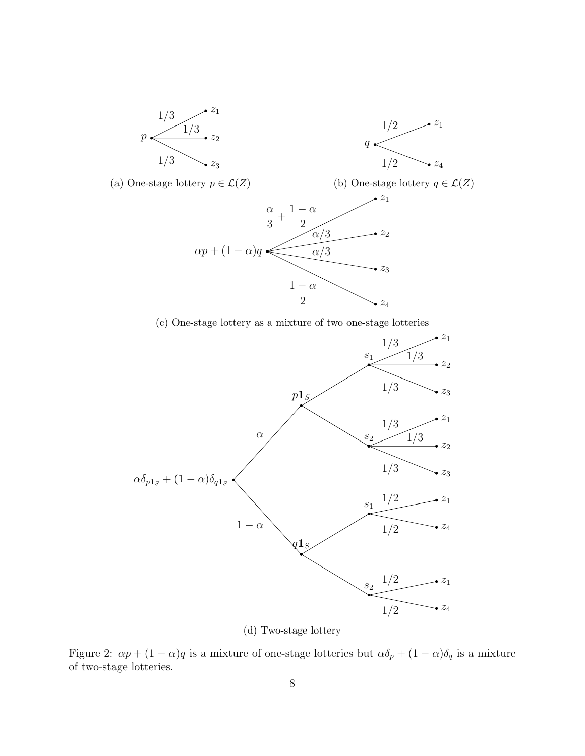(a) One-stage lottery $p \in \mathcal{L}(Z)$

(b) One-stage lottery $q \in \mathcal{L}(Z)$

(c) One-stage lottery as a mixture of two one-stage lotteries

(d) Two-stage lottery

Figure 2: $\alpha p + (1-\alpha)q$ is a mixture of one-stage lotteries but $\alpha\delta_p + (1-\alpha)\delta_q$ is a mixture of two-stage lotteries.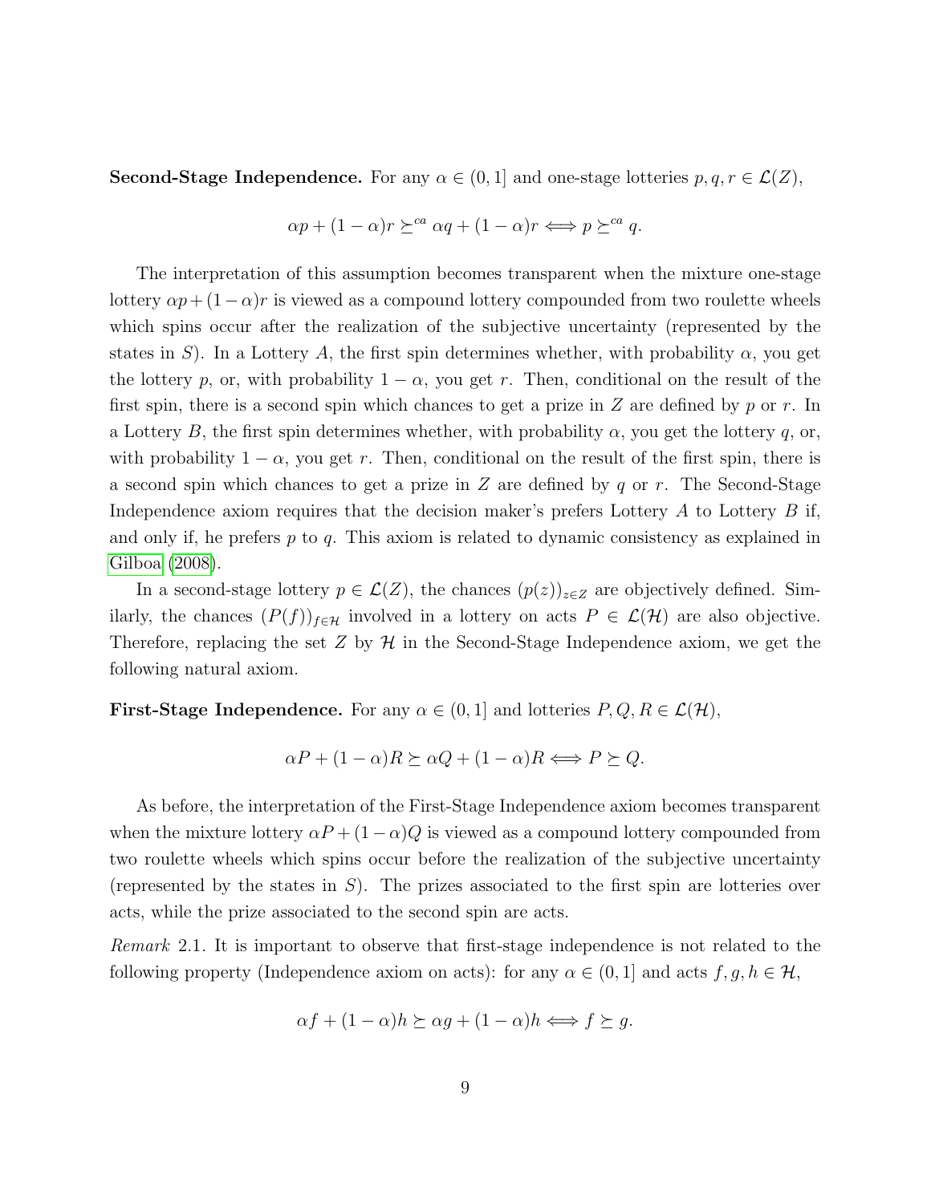**Second-Stage Independence.** For any $\alpha \in (0, 1]$ and one-stage lotteries $p, q, r \in \mathcal{L}(Z)$,

$$\alpha p + (1 - \alpha) r \succeq^{ca} \alpha q + (1 - \alpha) r \Longleftrightarrow p \succeq^{ca} q.$$

The interpretation of this assumption becomes transparent when the mixture one-stage lottery $\alpha p + (1 - \alpha) r$ is viewed as a compound lottery compounded from two roulette wheels which spins occur after the realization of the subjective uncertainty (represented by the states in $S$). In a Lottery $A$, the first spin determines whether, with probability $\alpha$, you get the lottery $p$, or, with probability $1 - \alpha$, you get $r$. Then, conditional on the result of the first spin, there is a second spin which chances to get a prize in $Z$ are defined by $p$ or $r$. In a Lottery $B$, the first spin determines whether, with probability $\alpha$, you get the lottery $q$, or, with probability $1 - \alpha$, you get $r$. Then, conditional on the result of the first spin, there is a second spin which chances to get a prize in $Z$ are defined by $q$ or $r$. The Second-Stage Independence axiom requires that the decision maker's prefers Lottery $A$ to Lottery $B$ if, and only if, he prefers $p$ to $q$. This axiom is related to dynamic consistency as explained in Gilboa (2008).

In a second-stage lottery $p \in \mathcal{L}(Z)$, the chances $(p(z))_{z \in Z}$ are objectively defined. Similarly, the chances $(P(f))_{f \in \mathcal{H}}$ involved in a lottery on acts $P \in \mathcal{L}(\mathcal{H})$ are also objective. Therefore, replacing the set $Z$ by $\mathcal{H}$ in the Second-Stage Independence axiom, we get the following natural axiom.

**First-Stage Independence.** For any $\alpha \in (0, 1]$ and lotteries $P, Q, R \in \mathcal{L}(\mathcal{H})$,

$$\alpha P + (1 - \alpha) R \succeq \alpha Q + (1 - \alpha) R \Longleftrightarrow P \succeq Q.$$

As before, the interpretation of the First-Stage Independence axiom becomes transparent when the mixture lottery $\alpha P + (1 - \alpha) Q$ is viewed as a compound lottery compounded from two roulette wheels which spins occur before the realization of the subjective uncertainty (represented by the states in $S$). The prizes associated to the first spin are lotteries over acts, while the prize associated to the second spin are acts.

*Remark* 2.1. It is important to observe that first-stage independence is not related to the following property (Independence axiom on acts): for any $\alpha \in (0, 1]$ and acts $f, g, h \in \mathcal{H}$,

$$\alpha f + (1 - \alpha) h \succeq \alpha g + (1 - \alpha) h \Longleftrightarrow f \succeq g.$$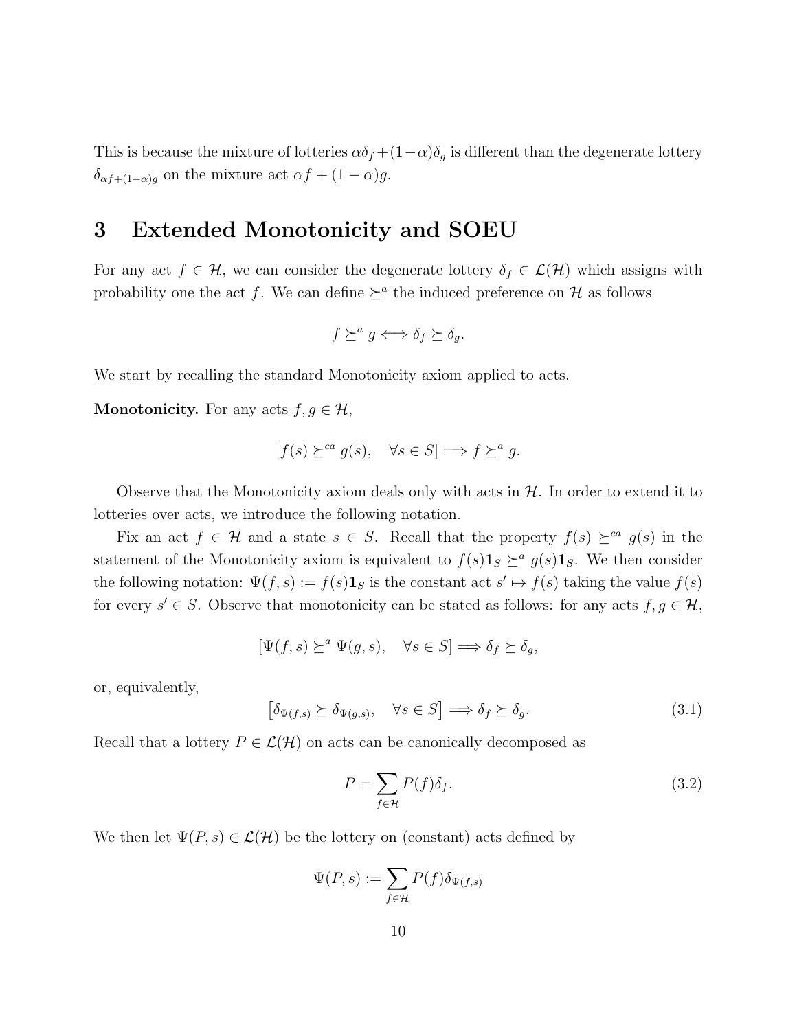This is because the mixture of lotteries $\alpha\delta_f + (1-\alpha)\delta_g$ is different than the degenerate lottery $\delta_{\alpha f+(1-\alpha)g}$ on the mixture act $\alpha f + (1-\alpha)g$.

## 3 Extended Monotonicity and SOEU

For any act $f \in \mathcal{H}$, we can consider the degenerate lottery $\delta_f \in \mathcal{L}(\mathcal{H})$ which assigns with probability one the act $f$. We can define $\succeq^a$ the induced preference on $\mathcal{H}$ as follows

$$f \succeq^a g \iff \delta_f \succeq \delta_g.$$

We start by recalling the standard Monotonicity axiom applied to acts.

**Monotonicity.** For any acts $f, g \in \mathcal{H}$,

$$[f(s) \succeq^{ca} g(s), \quad \forall s \in S] \Longrightarrow f \succeq^a g.$$

Observe that the Monotonicity axiom deals only with acts in $\mathcal{H}$. In order to extend it to lotteries over acts, we introduce the following notation.

Fix an act $f \in \mathcal{H}$ and a state $s \in S$. Recall that the property $f(s) \succeq^{ca} g(s)$ in the statement of the Monotonicity axiom is equivalent to $f(s)\mathbf{1}_S \succeq^a g(s)\mathbf{1}_S$. We then consider the following notation: $\Psi(f,s) := f(s)\mathbf{1}_S$ is the constant act $s' \mapsto f(s)$ taking the value $f(s)$ for every $s' \in S$. Observe that monotonicity can be stated as follows: for any acts $f, g \in \mathcal{H}$,

$$[\Psi(f,s) \succeq^a \Psi(g,s), \quad \forall s \in S] \Longrightarrow \delta_f \succeq \delta_g,$$

or, equivalently,

$$\left[\delta_{\Psi(f,s)} \succeq \delta_{\Psi(g,s)}, \quad \forall s \in S\right] \Longrightarrow \delta_f \succeq \delta_g. \tag{3.1}$$

Recall that a lottery $P \in \mathcal{L}(\mathcal{H})$ on acts can be canonically decomposed as

$$P = \sum_{f \in \mathcal{H}} P(f)\delta_f. \tag{3.2}$$

We then let $\Psi(P,s) \in \mathcal{L}(\mathcal{H})$ be the lottery on (constant) acts defined by

$$\Psi(P,s) := \sum_{f \in \mathcal{H}} P(f)\delta_{\Psi(f,s)}$$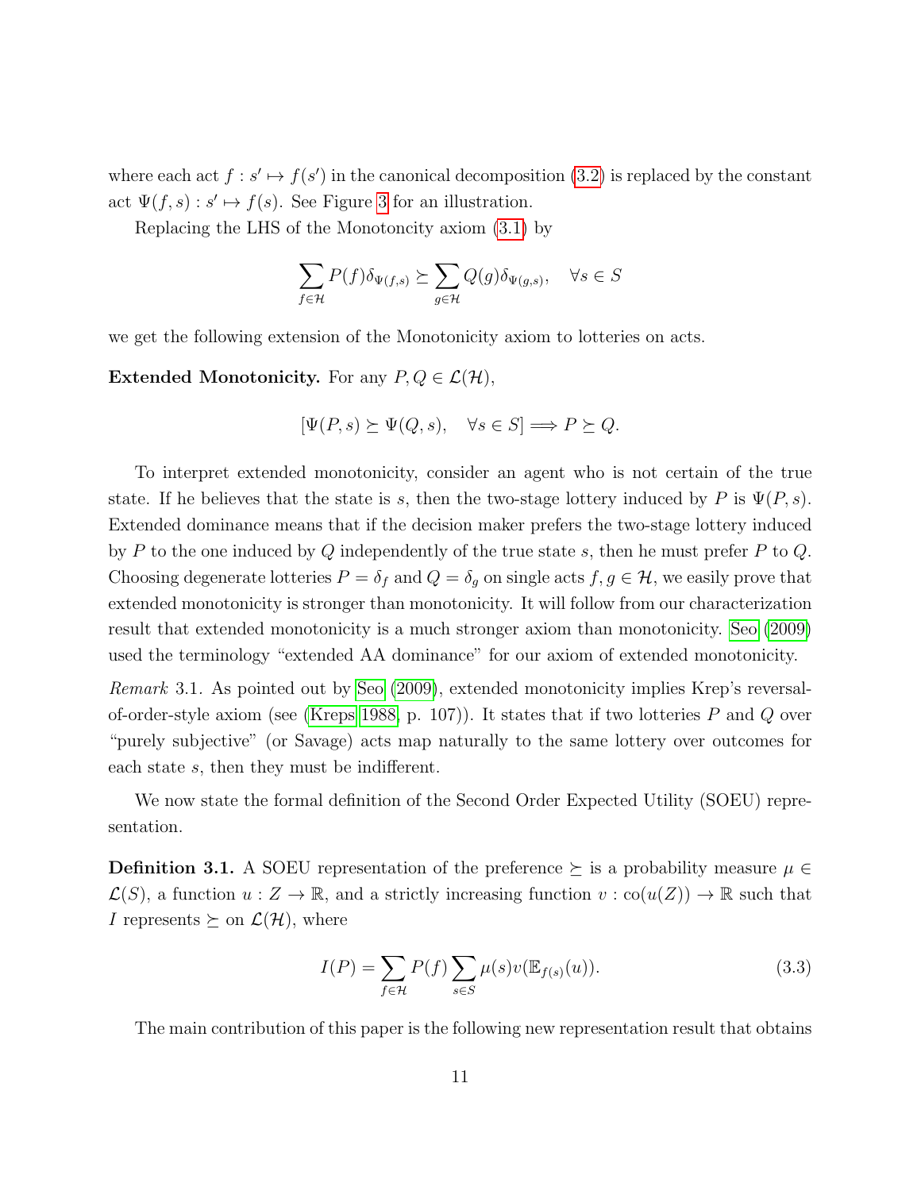where each act $f : s' \mapsto f(s')$ in the canonical decomposition (3.2) is replaced by the constant act $\Psi(f, s) : s' \mapsto f(s)$. See Figure 3 for an illustration.

Replacing the LHS of the Monotoncity axiom (3.1) by

$$\sum_{f \in \mathcal{H}} P(f)\delta_{\Psi(f,s)} \succeq \sum_{g \in \mathcal{H}} Q(g)\delta_{\Psi(g,s)}, \quad \forall s \in S$$

we get the following extension of the Monotonicity axiom to lotteries on acts.

**Extended Monotonicity.** For any $P, Q \in \mathcal{L}(\mathcal{H})$,

$$[\Psi(P, s) \succeq \Psi(Q, s), \quad \forall s \in S] \Longrightarrow P \succeq Q.$$

To interpret extended monotonicity, consider an agent who is not certain of the true state. If he believes that the state is $s$, then the two-stage lottery induced by $P$ is $\Psi(P, s)$. Extended dominance means that if the decision maker prefers the two-stage lottery induced by $P$ to the one induced by $Q$ independently of the true state $s$, then he must prefer $P$ to $Q$. Choosing degenerate lotteries $P = \delta_f$ and $Q = \delta_g$ on single acts $f, g \in \mathcal{H}$, we easily prove that extended monotonicity is stronger than monotonicity. It will follow from our characterization result that extended monotonicity is a much stronger axiom than monotonicity. Seo (2009) used the terminology "extended AA dominance" for our axiom of extended monotonicity.

*Remark* 3.1. As pointed out by Seo (2009), extended monotonicity implies Krep's reversal-of-order-style axiom (see (Kreps 1988, p. 107)). It states that if two lotteries $P$ and $Q$ over "purely subjective" (or Savage) acts map naturally to the same lottery over outcomes for each state $s$, then they must be indifferent.

We now state the formal definition of the Second Order Expected Utility (SOEU) representation.

**Definition 3.1.** A SOEU representation of the preference $\succeq$ is a probability measure $\mu \in \mathcal{L}(S)$, a function $u : Z \to \mathbb{R}$, and a strictly increasing function $v : \text{co}(u(Z)) \to \mathbb{R}$ such that $I$ represents $\succeq$ on $\mathcal{L}(\mathcal{H})$, where

$$I(P) = \sum_{f \in \mathcal{H}} P(f) \sum_{s \in S} \mu(s) v(\mathbb{E}_{f(s)}(u)). \tag{3.3}$$

The main contribution of this paper is the following new representation result that obtains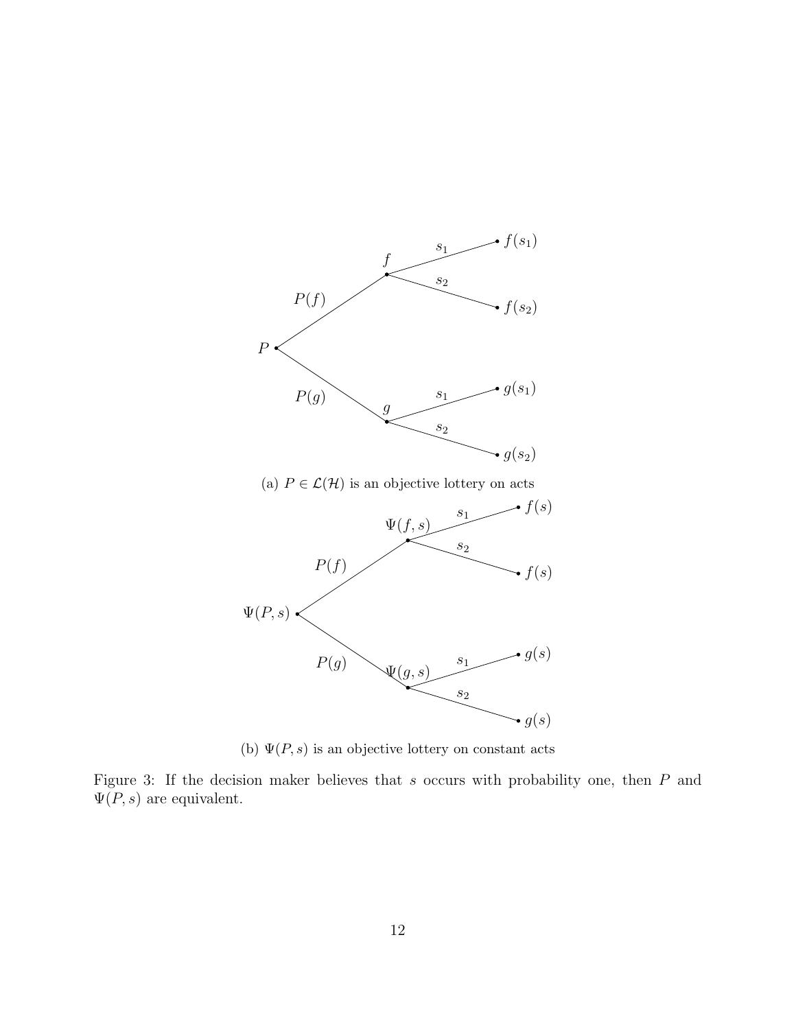(a) $P \in \mathcal{L}(\mathcal{H})$ is an objective lottery on acts

(b) $\Psi(P, s)$ is an objective lottery on constant acts

Figure 3: If the decision maker believes that $s$ occurs with probability one, then $P$ and $\Psi(P, s)$ are equivalent.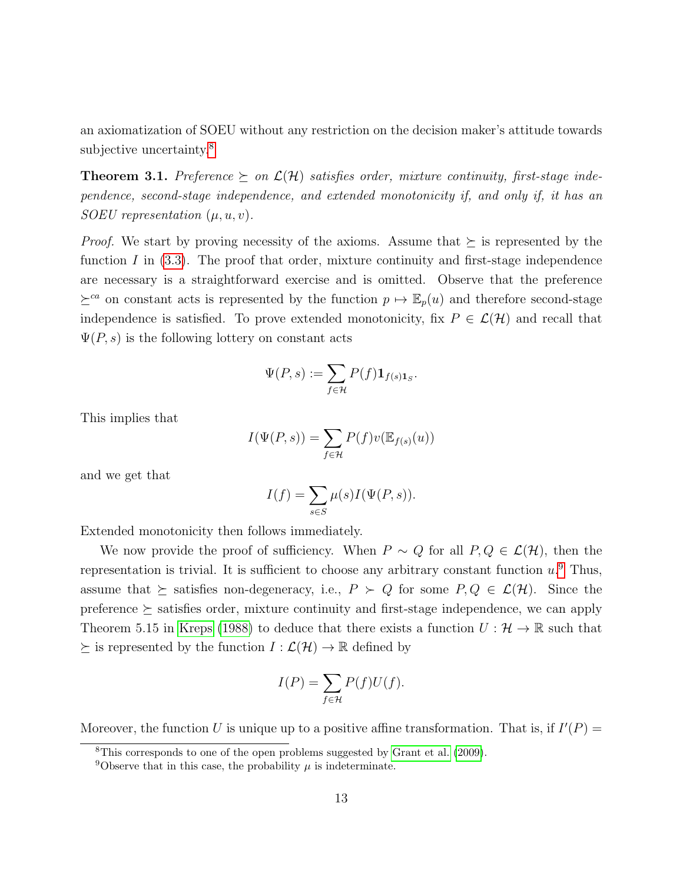an axiomatization of SOEU without any restriction on the decision maker's attitude towards subjective uncertainty.[8]

**Theorem 3.1.** *Preference $\succeq$ on $\mathcal{L}(\mathcal{H})$ satisfies order, mixture continuity, first-stage independence, second-stage independence, and extended monotonicity if, and only if, it has an SOEU representation $(\mu, u, v)$.*

*Proof.* We start by proving necessity of the axioms. Assume that $\succeq$ is represented by the function $I$ in (3.3). The proof that order, mixture continuity and first-stage independence are necessary is a straightforward exercise and is omitted. Observe that the preference $\succeq^{ca}$ on constant acts is represented by the function $p \mapsto \mathbb{E}_p(u)$ and therefore second-stage independence is satisfied. To prove extended monotonicity, fix $P \in \mathcal{L}(\mathcal{H})$ and recall that $\Psi(P, s)$ is the following lottery on constant acts

$$\Psi(P, s) := \sum_{f \in \mathcal{H}} P(f) \mathbf{1}_{f(s)\mathbf{1}_S}.$$

This implies that

$$I(\Psi(P, s)) = \sum_{f \in \mathcal{H}} P(f) v(\mathbb{E}_{f(s)}(u))$$

and we get that

$$I(f) = \sum_{s \in S} \mu(s) I(\Psi(P, s)).$$

Extended monotonicity then follows immediately.

We now provide the proof of sufficiency. When $P \sim Q$ for all $P, Q \in \mathcal{L}(\mathcal{H})$, then the representation is trivial. It is sufficient to choose any arbitrary constant function $u$.[9] Thus, assume that $\succeq$ satisfies non-degeneracy, i.e., $P \succ Q$ for some $P, Q \in \mathcal{L}(\mathcal{H})$. Since the preference $\succeq$ satisfies order, mixture continuity and first-stage independence, we can apply Theorem 5.15 in Kreps (1988) to deduce that there exists a function $U : \mathcal{H} \to \mathbb{R}$ such that $\succeq$ is represented by the function $I : \mathcal{L}(\mathcal{H}) \to \mathbb{R}$ defined by

$$I(P) = \sum_{f \in \mathcal{H}} P(f) U(f).$$

Moreover, the function $U$ is unique up to a positive affine transformation. That is, if $I'(P) =$

[8] This corresponds to one of the open problems suggested by Grant et al. (2009).

[9] Observe that in this case, the probability $\mu$ is indeterminate.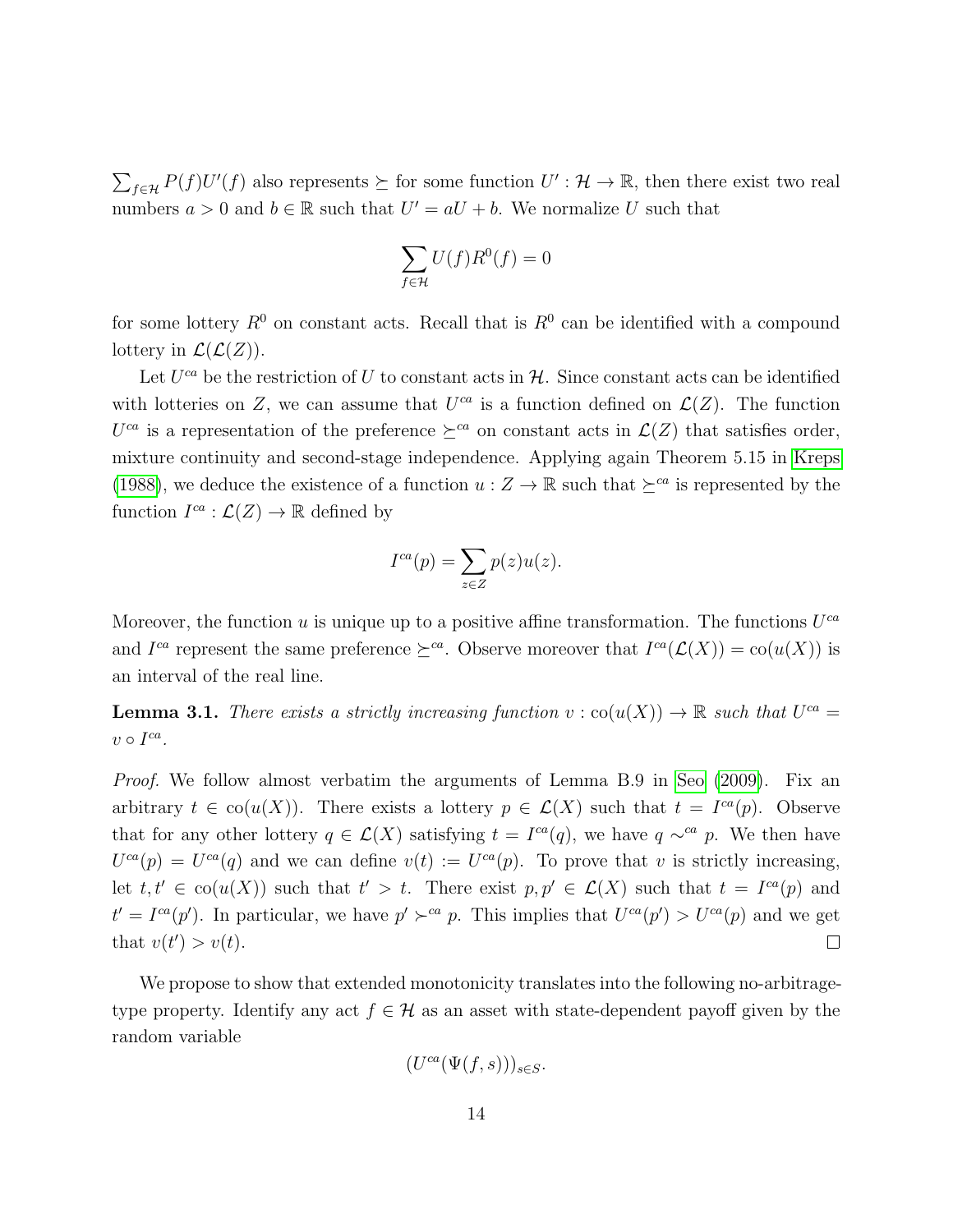$\sum_{f\in\mathcal{H}} P(f)U'(f)$ also represents $\succeq$ for some function $U' : \mathcal{H} \to \mathbb{R}$, then there exist two real numbers $a > 0$ and $b \in \mathbb{R}$ such that $U' = aU + b$. We normalize $U$ such that

$$\sum_{f\in\mathcal{H}} U(f)R^0(f) = 0$$

for some lottery $R^0$ on constant acts. Recall that is $R^0$ can be identified with a compound lottery in $\mathcal{L}(\mathcal{L}(Z))$.

Let $U^{ca}$ be the restriction of $U$ to constant acts in $\mathcal{H}$. Since constant acts can be identified with lotteries on $Z$, we can assume that $U^{ca}$ is a function defined on $\mathcal{L}(Z)$. The function $U^{ca}$ is a representation of the preference $\succeq^{ca}$ on constant acts in $\mathcal{L}(Z)$ that satisfies order, mixture continuity and second-stage independence. Applying again Theorem 5.15 in Kreps (1988), we deduce the existence of a function $u : Z \to \mathbb{R}$ such that $\succeq^{ca}$ is represented by the function $I^{ca} : \mathcal{L}(Z) \to \mathbb{R}$ defined by

$$I^{ca}(p) = \sum_{z\in Z} p(z)u(z).$$

Moreover, the function $u$ is unique up to a positive affine transformation. The functions $U^{ca}$ and $I^{ca}$ represent the same preference $\succeq^{ca}$. Observe moreover that $I^{ca}(\mathcal{L}(X)) = \mathrm{co}(u(X))$ is an interval of the real line.

**Lemma 3.1.** *There exists a strictly increasing function $v : \mathrm{co}(u(X)) \to \mathbb{R}$ such that $U^{ca} = v \circ I^{ca}$.*

*Proof.* We follow almost verbatim the arguments of Lemma B.9 in Seo (2009). Fix an arbitrary $t \in \mathrm{co}(u(X))$. There exists a lottery $p \in \mathcal{L}(X)$ such that $t = I^{ca}(p)$. Observe that for any other lottery $q \in \mathcal{L}(X)$ satisfying $t = I^{ca}(q)$, we have $q \sim^{ca} p$. We then have $U^{ca}(p) = U^{ca}(q)$ and we can define $v(t) := U^{ca}(p)$. To prove that $v$ is strictly increasing, let $t, t' \in \mathrm{co}(u(X))$ such that $t' > t$. There exist $p, p' \in \mathcal{L}(X)$ such that $t = I^{ca}(p)$ and $t' = I^{ca}(p')$. In particular, we have $p' \succ^{ca} p$. This implies that $U^{ca}(p') > U^{ca}(p)$ and we get that $v(t') > v(t)$. $\square$

We propose to show that extended monotonicity translates into the following no-arbitrage-type property. Identify any act $f \in \mathcal{H}$ as an asset with state-dependent payoff given by the random variable

$$(U^{ca}(\Psi(f, s)))_{s\in S}.$$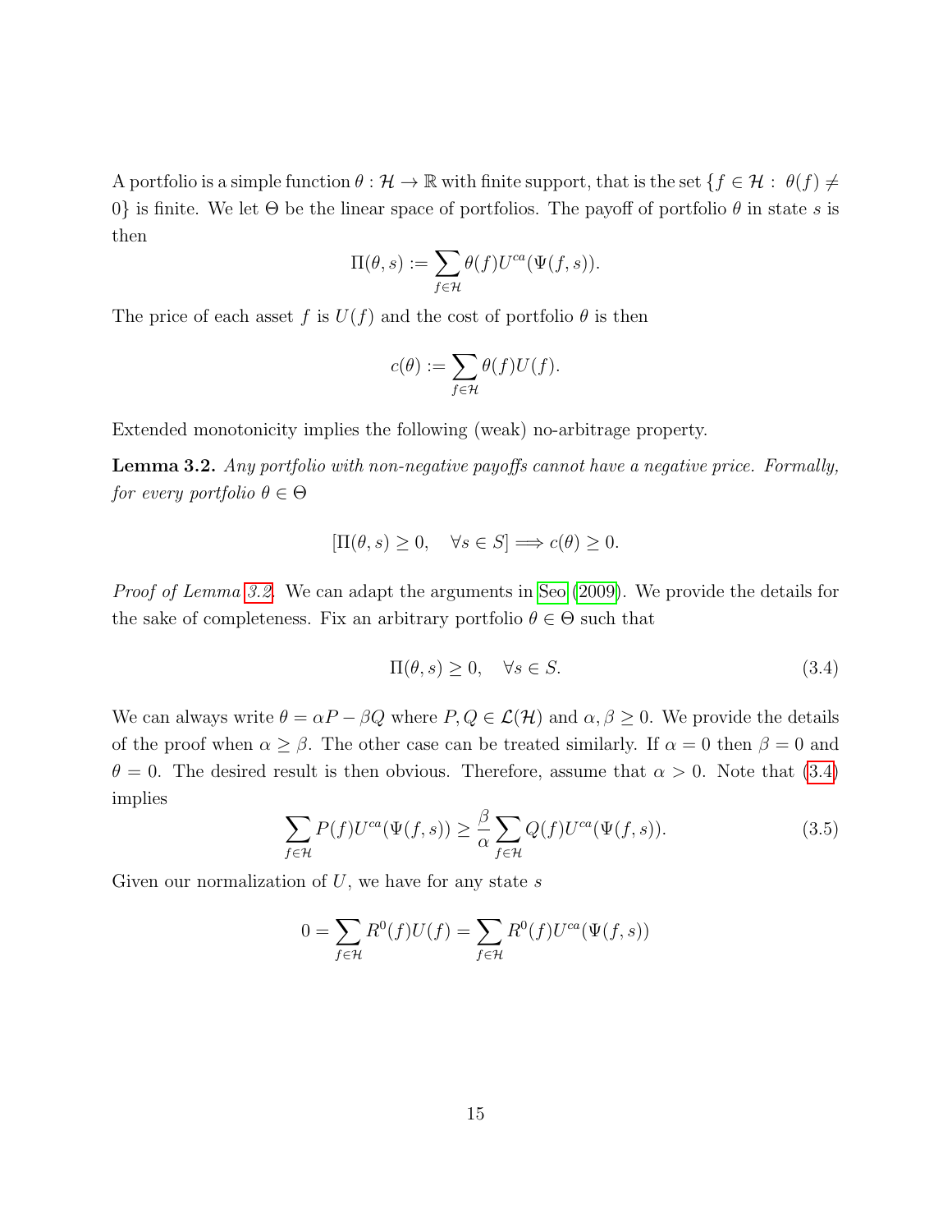A portfolio is a simple function $\theta : \mathcal{H} \to \mathbb{R}$ with finite support, that is the set $\{f \in \mathcal{H} :\ \theta(f) \neq 0\}$ is finite. We let $\Theta$ be the linear space of portfolios. The payoff of portfolio $\theta$ in state $s$ is then

$$\Pi(\theta, s) := \sum_{f \in \mathcal{H}} \theta(f) U^{ca}(\Psi(f, s)).$$

The price of each asset $f$ is $U(f)$ and the cost of portfolio $\theta$ is then

$$c(\theta) := \sum_{f \in \mathcal{H}} \theta(f) U(f).$$

Extended monotonicity implies the following (weak) no-arbitrage property.

**Lemma 3.2.** *Any portfolio with non-negative payoffs cannot have a negative price. Formally, for every portfolio $\theta \in \Theta$*

$$[\Pi(\theta, s) \geq 0, \quad \forall s \in S] \Longrightarrow c(\theta) \geq 0.$$

*Proof of Lemma 3.2.* We can adapt the arguments in Seo (2009). We provide the details for the sake of completeness. Fix an arbitrary portfolio $\theta \in \Theta$ such that

$$\Pi(\theta, s) \geq 0, \quad \forall s \in S. \tag{3.4}$$

We can always write $\theta = \alpha P - \beta Q$ where $P, Q \in \mathcal{L}(\mathcal{H})$ and $\alpha, \beta \geq 0$. We provide the details of the proof when $\alpha \geq \beta$. The other case can be treated similarly. If $\alpha = 0$ then $\beta = 0$ and $\theta = 0$. The desired result is then obvious. Therefore, assume that $\alpha > 0$. Note that (3.4) implies

$$\sum_{f \in \mathcal{H}} P(f) U^{ca}(\Psi(f, s)) \geq \frac{\beta}{\alpha} \sum_{f \in \mathcal{H}} Q(f) U^{ca}(\Psi(f, s)). \tag{3.5}$$

Given our normalization of $U$, we have for any state $s$

$$0 = \sum_{f \in \mathcal{H}} R^0(f) U(f) = \sum_{f \in \mathcal{H}} R^0(f) U^{ca}(\Psi(f, s))$$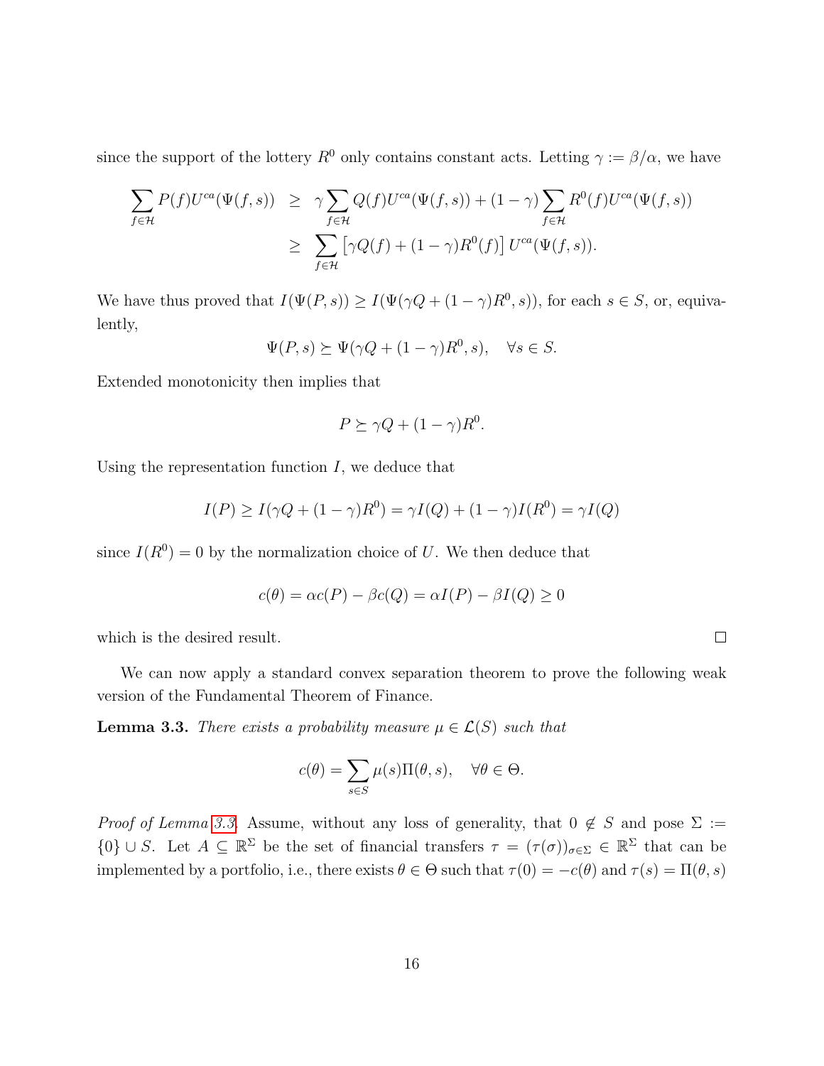since the support of the lottery $R^0$ only contains constant acts. Letting $\gamma := \beta/\alpha$, we have

$$
\begin{aligned}
\sum_{f \in \mathcal{H}} P(f) U^{ca}(\Psi(f,s)) &\geq \gamma \sum_{f \in \mathcal{H}} Q(f) U^{ca}(\Psi(f,s)) + (1-\gamma) \sum_{f \in \mathcal{H}} R^0(f) U^{ca}(\Psi(f,s)) \\
&\geq \sum_{f \in \mathcal{H}} \left[\gamma Q(f) + (1-\gamma) R^0(f)\right] U^{ca}(\Psi(f,s)).
\end{aligned}
$$

We have thus proved that $I(\Psi(P,s)) \geq I(\Psi(\gamma Q + (1-\gamma)R^0, s))$, for each $s \in S$, or, equivalently,

$$
\Psi(P,s) \succeq \Psi(\gamma Q + (1-\gamma)R^0, s), \quad \forall s \in S.
$$

Extended monotonicity then implies that

$$
P \succeq \gamma Q + (1-\gamma)R^0.
$$

Using the representation function $I$, we deduce that

$$
I(P) \geq I(\gamma Q + (1-\gamma)R^0) = \gamma I(Q) + (1-\gamma) I(R^0) = \gamma I(Q)
$$

since $I(R^0) = 0$ by the normalization choice of $U$. We then deduce that

$$
c(\theta) = \alpha c(P) - \beta c(Q) = \alpha I(P) - \beta I(Q) \geq 0
$$

which is the desired result. □

We can now apply a standard convex separation theorem to prove the following weak version of the Fundamental Theorem of Finance.

**Lemma 3.3.** *There exists a probability measure $\mu \in \mathcal{L}(S)$ such that*

$$
c(\theta) = \sum_{s \in S} \mu(s) \Pi(\theta, s), \quad \forall \theta \in \Theta.
$$

*Proof of Lemma 3.3.* Assume, without any loss of generality, that $0 \notin S$ and pose $\Sigma := \{0\} \cup S$. Let $A \subseteq \mathbb{R}^\Sigma$ be the set of financial transfers $\tau = (\tau(\sigma))_{\sigma \in \Sigma} \in \mathbb{R}^\Sigma$ that can be implemented by a portfolio, i.e., there exists $\theta \in \Theta$ such that $\tau(0) = -c(\theta)$ and $\tau(s) = \Pi(\theta, s)$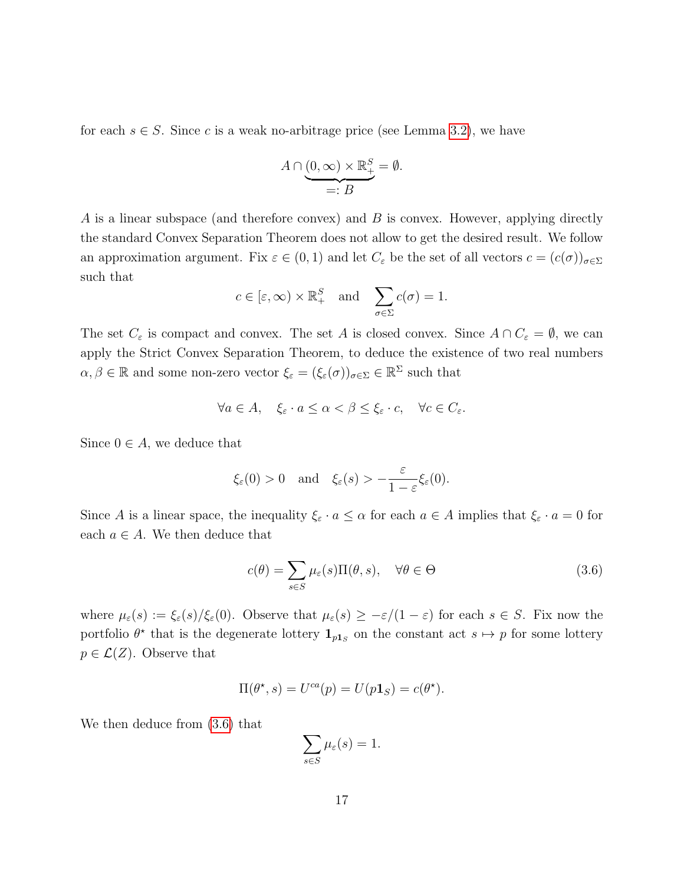for each $s \in S$. Since $c$ is a weak no-arbitrage price (see Lemma 3.2), we have

$$A \cap \underbrace{(0, \infty) \times \mathbb{R}^S_+}_{=: B} = \emptyset.$$

$A$ is a linear subspace (and therefore convex) and $B$ is convex. However, applying directly the standard Convex Separation Theorem does not allow to get the desired result. We follow an approximation argument. Fix $\varepsilon \in (0, 1)$ and let $C_\varepsilon$ be the set of all vectors $c = (c(\sigma))_{\sigma \in \Sigma}$ such that

$$c \in [\varepsilon, \infty) \times \mathbb{R}^S_+ \quad \text{and} \quad \sum_{\sigma \in \Sigma} c(\sigma) = 1.$$

The set $C_\varepsilon$ is compact and convex. The set $A$ is closed convex. Since $A \cap C_\varepsilon = \emptyset$, we can apply the Strict Convex Separation Theorem, to deduce the existence of two real numbers $\alpha, \beta \in \mathbb{R}$ and some non-zero vector $\xi_\varepsilon = (\xi_\varepsilon(\sigma))_{\sigma \in \Sigma} \in \mathbb{R}^\Sigma$ such that

$$\forall a \in A, \quad \xi_\varepsilon \cdot a \leq \alpha < \beta \leq \xi_\varepsilon \cdot c, \quad \forall c \in C_\varepsilon.$$

Since $0 \in A$, we deduce that

$$\xi_\varepsilon(0) > 0 \quad \text{and} \quad \xi_\varepsilon(s) > -\frac{\varepsilon}{1 - \varepsilon} \xi_\varepsilon(0).$$

Since $A$ is a linear space, the inequality $\xi_\varepsilon \cdot a \leq \alpha$ for each $a \in A$ implies that $\xi_\varepsilon \cdot a = 0$ for each $a \in A$. We then deduce that

$$c(\theta) = \sum_{s \in S} \mu_\varepsilon(s) \Pi(\theta, s), \quad \forall \theta \in \Theta \tag{3.6}$$

where $\mu_\varepsilon(s) := \xi_\varepsilon(s)/\xi_\varepsilon(0)$. Observe that $\mu_\varepsilon(s) \geq -\varepsilon/(1 - \varepsilon)$ for each $s \in S$. Fix now the portfolio $\theta^\star$ that is the degenerate lottery $\mathbf{1}_{p\mathbf{1}_S}$ on the constant act $s \mapsto p$ for some lottery $p \in \mathcal{L}(Z)$. Observe that

$$\Pi(\theta^\star, s) = U^{ca}(p) = U(p\mathbf{1}_S) = c(\theta^\star).$$

We then deduce from (3.6) that

$$\sum_{s \in S} \mu_\varepsilon(s) = 1.$$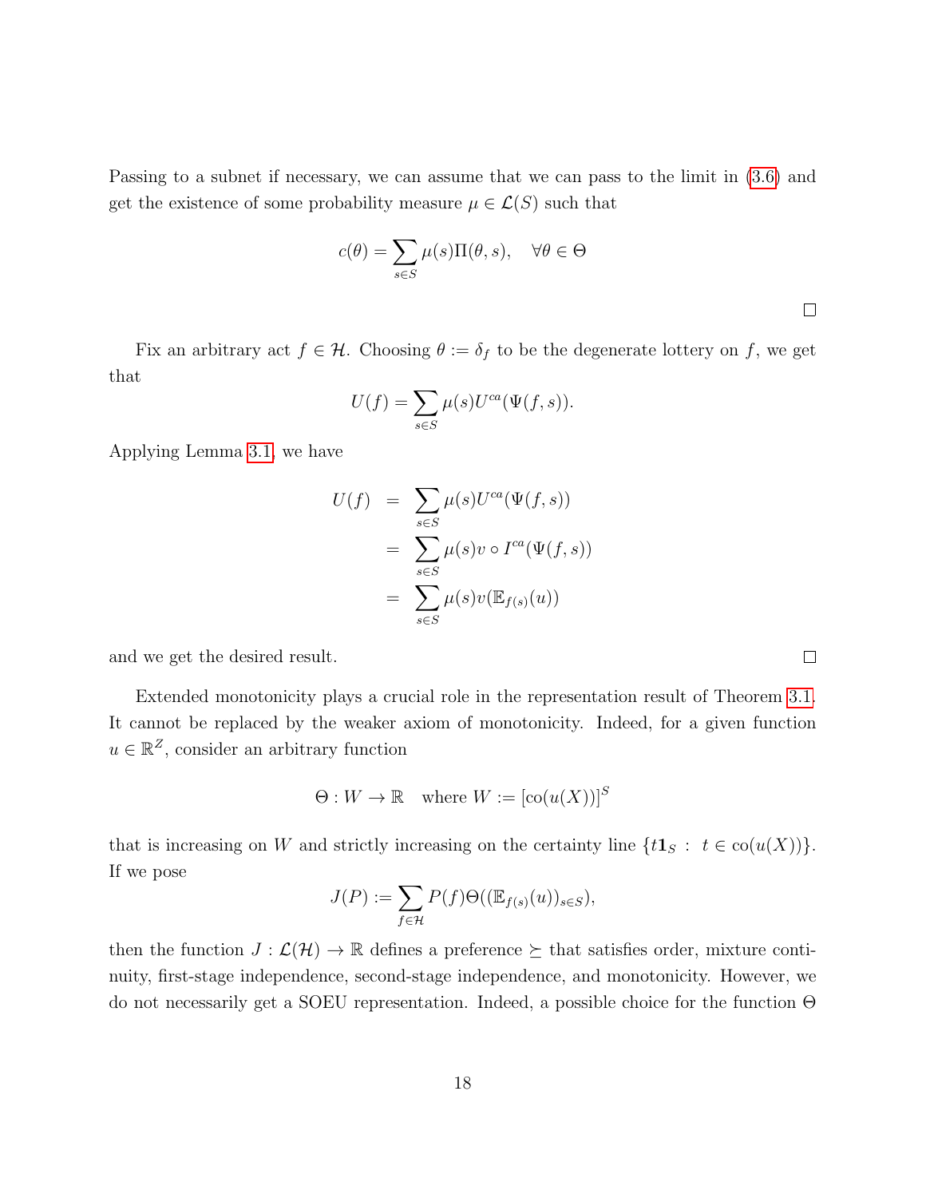Passing to a subnet if necessary, we can assume that we can pass to the limit in (3.6) and get the existence of some probability measure $\mu \in \mathcal{L}(S)$ such that

$$c(\theta) = \sum_{s \in S} \mu(s)\Pi(\theta, s), \quad \forall \theta \in \Theta$$

□

Fix an arbitrary act $f \in \mathcal{H}$. Choosing $\theta := \delta_f$ to be the degenerate lottery on $f$, we get that

$$U(f) = \sum_{s \in S} \mu(s) U^{ca}(\Psi(f, s)).$$

Applying Lemma 3.1, we have

$$\begin{aligned} U(f) &= \sum_{s \in S} \mu(s) U^{ca}(\Psi(f, s)) \\ &= \sum_{s \in S} \mu(s) v \circ I^{ca}(\Psi(f, s)) \\ &= \sum_{s \in S} \mu(s) v(\mathbb{E}_{f(s)}(u)) \end{aligned}$$

and we get the desired result. □

Extended monotonicity plays a crucial role in the representation result of Theorem 3.1. It cannot be replaced by the weaker axiom of monotonicity. Indeed, for a given function $u \in \mathbb{R}^Z$, consider an arbitrary function

$$\Theta : W \to \mathbb{R} \quad \text{where } W := [\mathrm{co}(u(X))]^S$$

that is increasing on $W$ and strictly increasing on the certainty line $\{t\mathbf{1}_S \; : \; t \in \mathrm{co}(u(X))\}$. If we pose

$$J(P) := \sum_{f \in \mathcal{H}} P(f) \Theta((\mathbb{E}_{f(s)}(u))_{s \in S}),$$

then the function $J : \mathcal{L}(\mathcal{H}) \to \mathbb{R}$ defines a preference $\succeq$ that satisfies order, mixture continuity, first-stage independence, second-stage independence, and monotonicity. However, we do not necessarily get a SOEU representation. Indeed, a possible choice for the function $\Theta$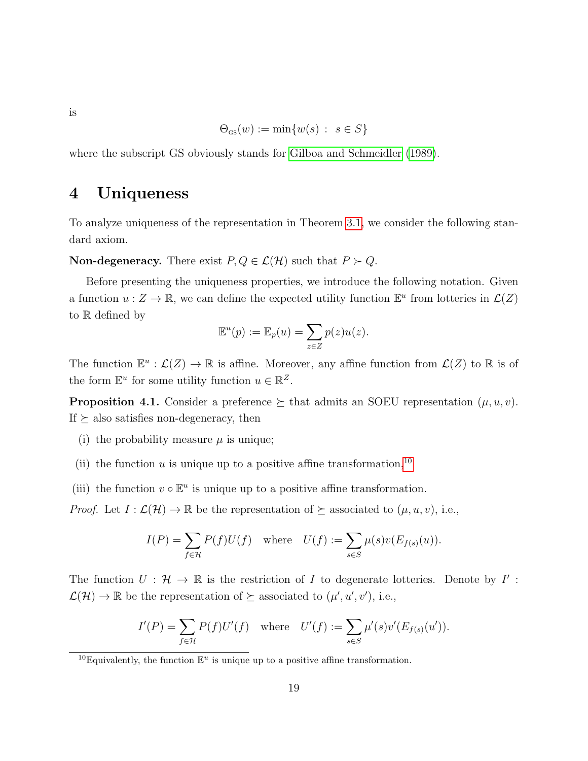is

$$\Theta_{\text{GS}}(w) := \min\{w(s) \ : \ s \in S\}$$

where the subscript GS obviously stands for Gilboa and Schmeidler (1989).

# 4 Uniqueness

To analyze uniqueness of the representation in Theorem 3.1, we consider the following standard axiom.

**Non-degeneracy.** There exist $P, Q \in \mathcal{L}(\mathcal{H})$ such that $P \succ Q$.

Before presenting the uniqueness properties, we introduce the following notation. Given a function $u : Z \to \mathbb{R}$, we can define the expected utility function $\mathbb{E}^u$ from lotteries in $\mathcal{L}(Z)$ to $\mathbb{R}$ defined by

$$\mathbb{E}^u(p) := \mathbb{E}_p(u) = \sum_{z \in Z} p(z)u(z).$$

The function $\mathbb{E}^u : \mathcal{L}(Z) \to \mathbb{R}$ is affine. Moreover, any affine function from $\mathcal{L}(Z)$ to $\mathbb{R}$ is of the form $\mathbb{E}^u$ for some utility function $u \in \mathbb{R}^Z$.

**Proposition 4.1.** Consider a preference $\succeq$ that admits an SOEU representation $(\mu, u, v)$. If $\succeq$ also satisfies non-degeneracy, then

(i) the probability measure $\mu$ is unique;

(ii) the function $u$ is unique up to a positive affine transformation.[10]

(iii) the function $v \circ \mathbb{E}^u$ is unique up to a positive affine transformation.

*Proof.* Let $I : \mathcal{L}(\mathcal{H}) \to \mathbb{R}$ be the representation of $\succeq$ associated to $(\mu, u, v)$, i.e.,

$$I(P) = \sum_{f \in \mathcal{H}} P(f)U(f) \quad \text{where} \quad U(f) := \sum_{s \in S} \mu(s)v(E_{f(s)}(u)).$$

The function $U : \mathcal{H} \to \mathbb{R}$ is the restriction of $I$ to degenerate lotteries. Denote by $I' : \mathcal{L}(\mathcal{H}) \to \mathbb{R}$ be the representation of $\succeq$ associated to $(\mu', u', v')$, i.e.,

$$I'(P) = \sum_{f \in \mathcal{H}} P(f)U'(f) \quad \text{where} \quad U'(f) := \sum_{s \in S} \mu'(s)v'(E_{f(s)}(u')).$$

[10] Equivalently, the function $\mathbb{E}^u$ is unique up to a positive affine transformation.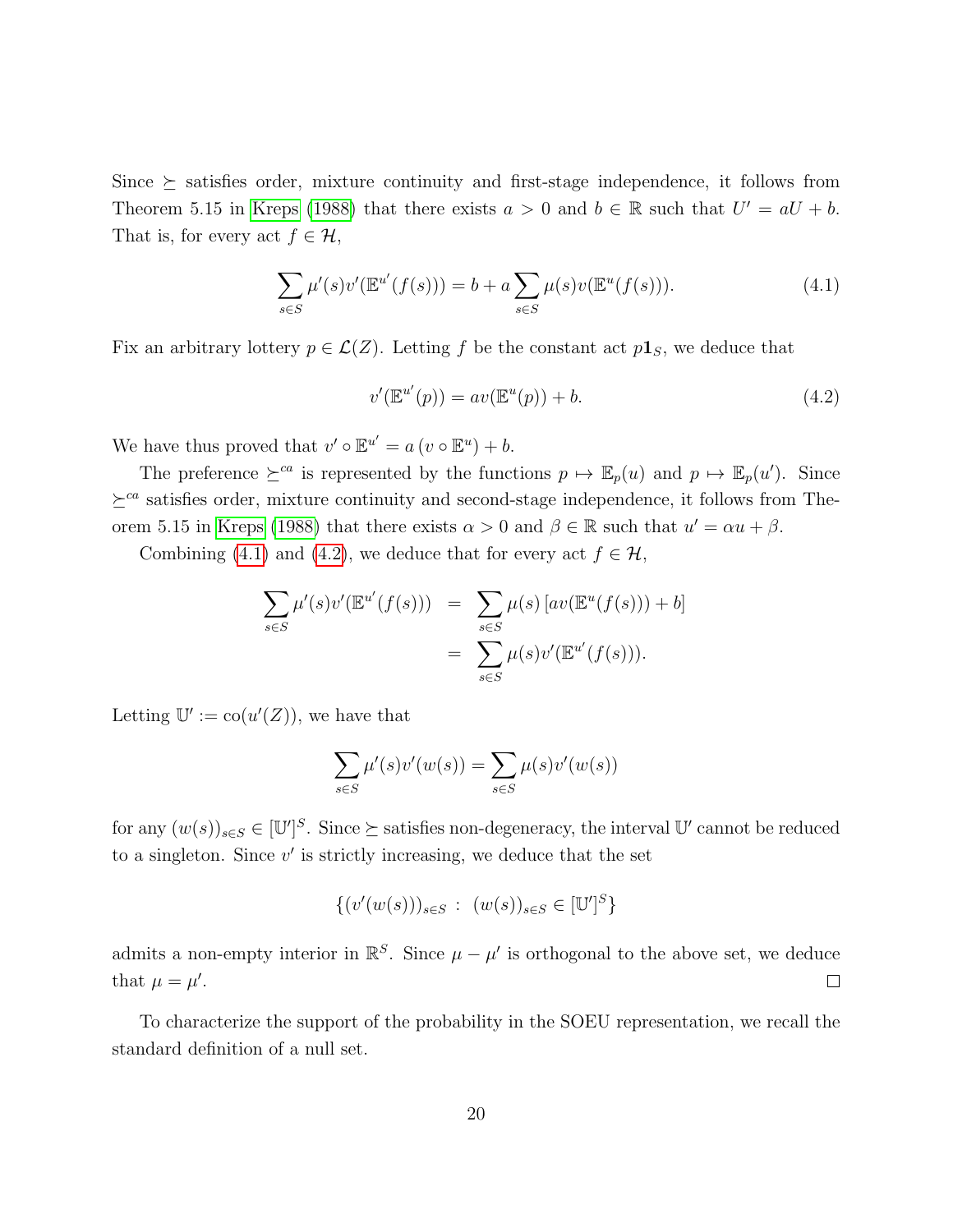Since $\succeq$ satisfies order, mixture continuity and first-stage independence, it follows from Theorem 5.15 in Kreps (1988) that there exists $a > 0$ and $b \in \mathbb{R}$ such that $U' = aU + b$. That is, for every act $f \in \mathcal{H}$,

$$\sum_{s \in S} \mu'(s) v'(\mathbb{E}^{u'}(f(s))) = b + a \sum_{s \in S} \mu(s) v(\mathbb{E}^{u}(f(s))). \tag{4.1}$$

Fix an arbitrary lottery $p \in \mathcal{L}(Z)$. Letting $f$ be the constant act $p\mathbf{1}_S$, we deduce that

$$v'(\mathbb{E}^{u'}(p)) = av(\mathbb{E}^{u}(p)) + b. \tag{4.2}$$

We have thus proved that $v' \circ \mathbb{E}^{u'} = a\,(v \circ \mathbb{E}^{u}) + b$.

The preference $\succeq^{ca}$ is represented by the functions $p \mapsto \mathbb{E}_p(u)$ and $p \mapsto \mathbb{E}_p(u')$. Since $\succeq^{ca}$ satisfies order, mixture continuity and second-stage independence, it follows from Theorem 5.15 in Kreps (1988) that there exists $\alpha > 0$ and $\beta \in \mathbb{R}$ such that $u' = \alpha u + \beta$.

Combining (4.1) and (4.2), we deduce that for every act $f \in \mathcal{H}$,

$$\begin{aligned}
\sum_{s \in S} \mu'(s) v'(\mathbb{E}^{u'}(f(s))) &= \sum_{s \in S} \mu(s) \left[ av(\mathbb{E}^{u}(f(s))) + b \right] \\
&= \sum_{s \in S} \mu(s) v'(\mathbb{E}^{u'}(f(s))).
\end{aligned}$$

Letting $\mathbb{U}' := \mathrm{co}(u'(Z))$, we have that

$$\sum_{s \in S} \mu'(s) v'(w(s)) = \sum_{s \in S} \mu(s) v'(w(s))$$

for any $(w(s))_{s \in S} \in [\mathbb{U}']^S$. Since $\succeq$ satisfies non-degeneracy, the interval $\mathbb{U}'$ cannot be reduced to a singleton. Since $v'$ is strictly increasing, we deduce that the set

$$\{(v'(w(s)))_{s \in S} \;:\; (w(s))_{s \in S} \in [\mathbb{U}']^S\}$$

admits a non-empty interior in $\mathbb{R}^S$. Since $\mu - \mu'$ is orthogonal to the above set, we deduce that $\mu = \mu'$. $\square$

To characterize the support of the probability in the SOEU representation, we recall the standard definition of a null set.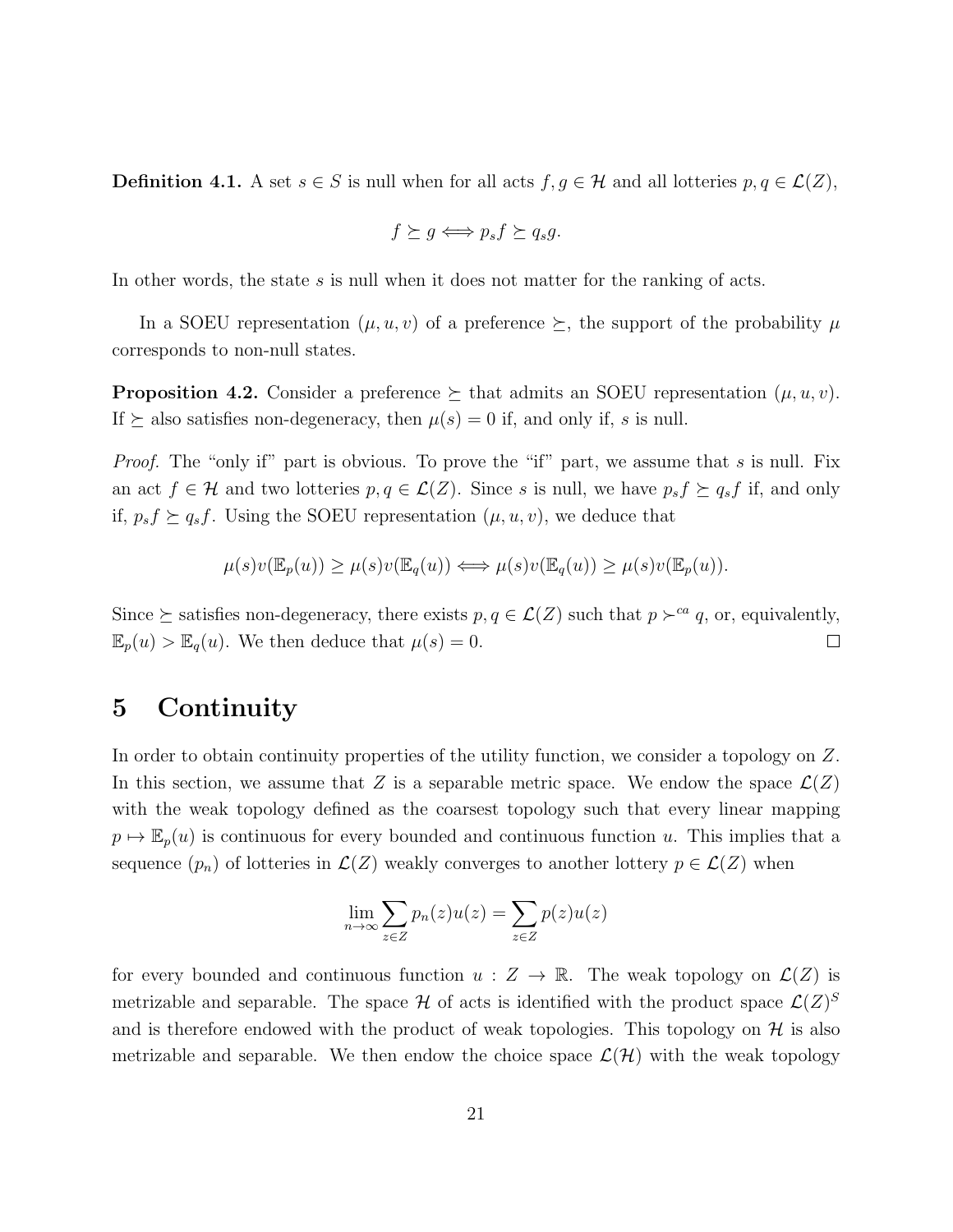**Definition 4.1.** A set $s \in S$ is null when for all acts $f, g \in \mathcal{H}$ and all lotteries $p, q \in \mathcal{L}(Z)$,

$$f \succeq g \Longleftrightarrow p_s f \succeq q_s g.$$

In other words, the state $s$ is null when it does not matter for the ranking of acts.

In a SOEU representation $(\mu, u, v)$ of a preference $\succeq$, the support of the probability $\mu$ corresponds to non-null states.

**Proposition 4.2.** Consider a preference $\succeq$ that admits an SOEU representation $(\mu, u, v)$. If $\succeq$ also satisfies non-degeneracy, then $\mu(s) = 0$ if, and only if, $s$ is null.

*Proof.* The "only if" part is obvious. To prove the "if" part, we assume that $s$ is null. Fix an act $f \in \mathcal{H}$ and two lotteries $p, q \in \mathcal{L}(Z)$. Since $s$ is null, we have $p_s f \succeq q_s f$ if, and only if, $p_s f \succeq q_s f$. Using the SOEU representation $(\mu, u, v)$, we deduce that

$$\mu(s)v(\mathbb{E}_p(u)) \geq \mu(s)v(\mathbb{E}_q(u)) \Longleftrightarrow \mu(s)v(\mathbb{E}_q(u)) \geq \mu(s)v(\mathbb{E}_p(u)).$$

Since $\succeq$ satisfies non-degeneracy, there exists $p, q \in \mathcal{L}(Z)$ such that $p \succ^{ca} q$, or, equivalently, $\mathbb{E}_p(u) > \mathbb{E}_q(u)$. We then deduce that $\mu(s) = 0$. $\square$

# 5 Continuity

In order to obtain continuity properties of the utility function, we consider a topology on $Z$. In this section, we assume that $Z$ is a separable metric space. We endow the space $\mathcal{L}(Z)$ with the weak topology defined as the coarsest topology such that every linear mapping $p \mapsto \mathbb{E}_p(u)$ is continuous for every bounded and continuous function $u$. This implies that a sequence $(p_n)$ of lotteries in $\mathcal{L}(Z)$ weakly converges to another lottery $p \in \mathcal{L}(Z)$ when

$$\lim_{n\to\infty} \sum_{z\in Z} p_n(z)u(z) = \sum_{z\in Z} p(z)u(z)$$

for every bounded and continuous function $u : Z \to \mathbb{R}$. The weak topology on $\mathcal{L}(Z)$ is metrizable and separable. The space $\mathcal{H}$ of acts is identified with the product space $\mathcal{L}(Z)^S$ and is therefore endowed with the product of weak topologies. This topology on $\mathcal{H}$ is also metrizable and separable. We then endow the choice space $\mathcal{L}(\mathcal{H})$ with the weak topology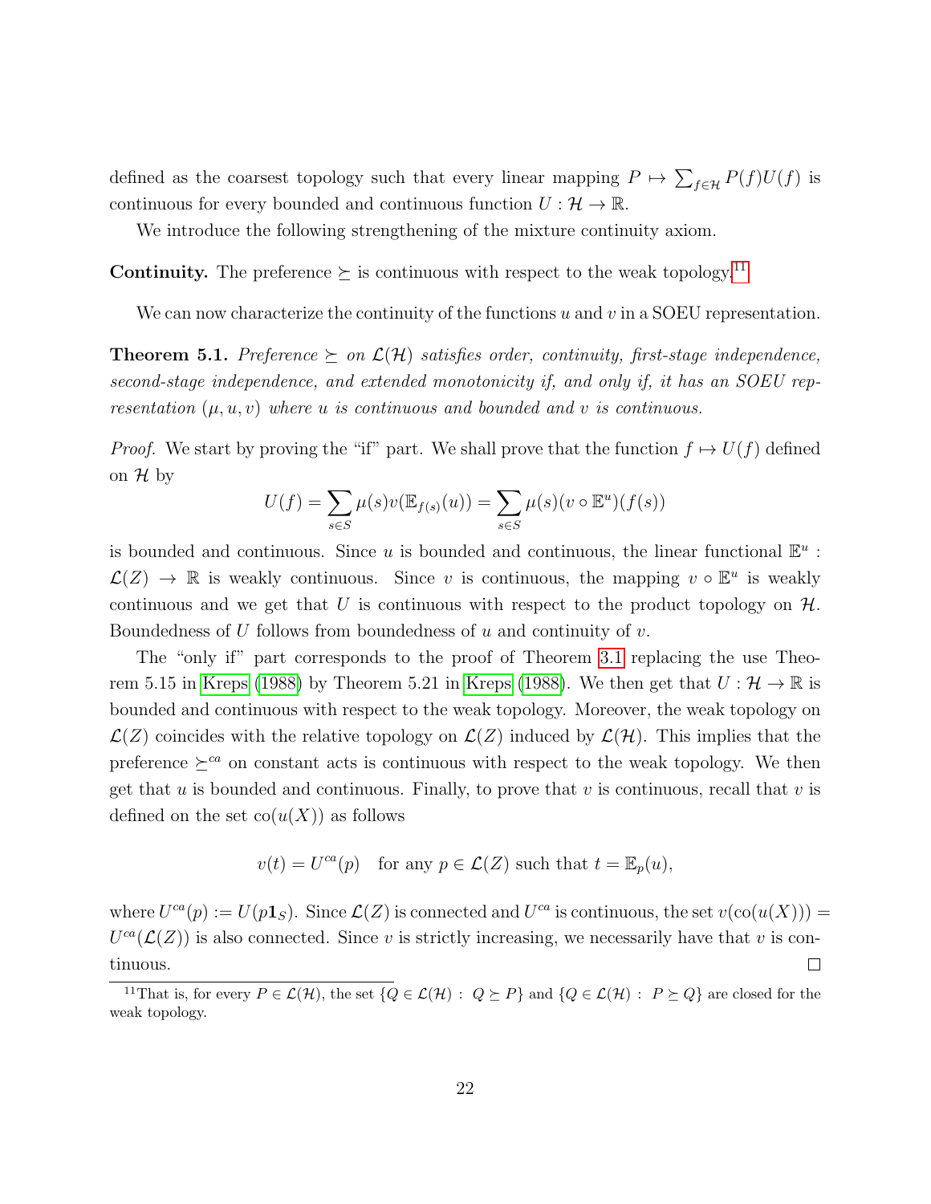defined as the coarsest topology such that every linear mapping $P \mapsto \sum_{f\in\mathcal{H}} P(f)U(f)$ is continuous for every bounded and continuous function $U : \mathcal{H} \to \mathbb{R}$.

We introduce the following strengthening of the mixture continuity axiom.

**Continuity.** The preference $\succeq$ is continuous with respect to the weak topology.[11]

We can now characterize the continuity of the functions $u$ and $v$ in a SOEU representation.

**Theorem 5.1.** *Preference $\succeq$ on $\mathcal{L}(\mathcal{H})$ satisfies order, continuity, first-stage independence, second-stage independence, and extended monotonicity if, and only if, it has an SOEU representation $(\mu, u, v)$ where $u$ is continuous and bounded and $v$ is continuous.*

*Proof.* We start by proving the "if" part. We shall prove that the function $f \mapsto U(f)$ defined on $\mathcal{H}$ by

$$U(f) = \sum_{s\in S} \mu(s) v(\mathbb{E}_{f(s)}(u)) = \sum_{s\in S} \mu(s)(v \circ \mathbb{E}^u)(f(s))$$

is bounded and continuous. Since $u$ is bounded and continuous, the linear functional $\mathbb{E}^u : \mathcal{L}(Z) \to \mathbb{R}$ is weakly continuous. Since $v$ is continuous, the mapping $v \circ \mathbb{E}^u$ is weakly continuous and we get that $U$ is continuous with respect to the product topology on $\mathcal{H}$. Boundedness of $U$ follows from boundedness of $u$ and continuity of $v$.

The "only if" part corresponds to the proof of Theorem 3.1 replacing the use Theorem 5.15 in Kreps (1988) by Theorem 5.21 in Kreps (1988). We then get that $U : \mathcal{H} \to \mathbb{R}$ is bounded and continuous with respect to the weak topology. Moreover, the weak topology on $\mathcal{L}(Z)$ coincides with the relative topology on $\mathcal{L}(Z)$ induced by $\mathcal{L}(\mathcal{H})$. This implies that the preference $\succeq^{ca}$ on constant acts is continuous with respect to the weak topology. We then get that $u$ is bounded and continuous. Finally, to prove that $v$ is continuous, recall that $v$ is defined on the set $\text{co}(u(X))$ as follows

$$v(t) = U^{ca}(p) \quad \text{for any } p \in \mathcal{L}(Z) \text{ such that } t = \mathbb{E}_p(u),$$

where $U^{ca}(p) := U(p\mathbf{1}_S)$. Since $\mathcal{L}(Z)$ is connected and $U^{ca}$ is continuous, the set $v(\text{co}(u(X))) = U^{ca}(\mathcal{L}(Z))$ is also connected. Since $v$ is strictly increasing, we necessarily have that $v$ is continuous. $\square$

[11] That is, for every $P \in \mathcal{L}(\mathcal{H})$, the set $\{Q \in \mathcal{L}(\mathcal{H}) : Q \succeq P\}$ and $\{Q \in \mathcal{L}(\mathcal{H}) : P \succeq Q\}$ are closed for the weak topology.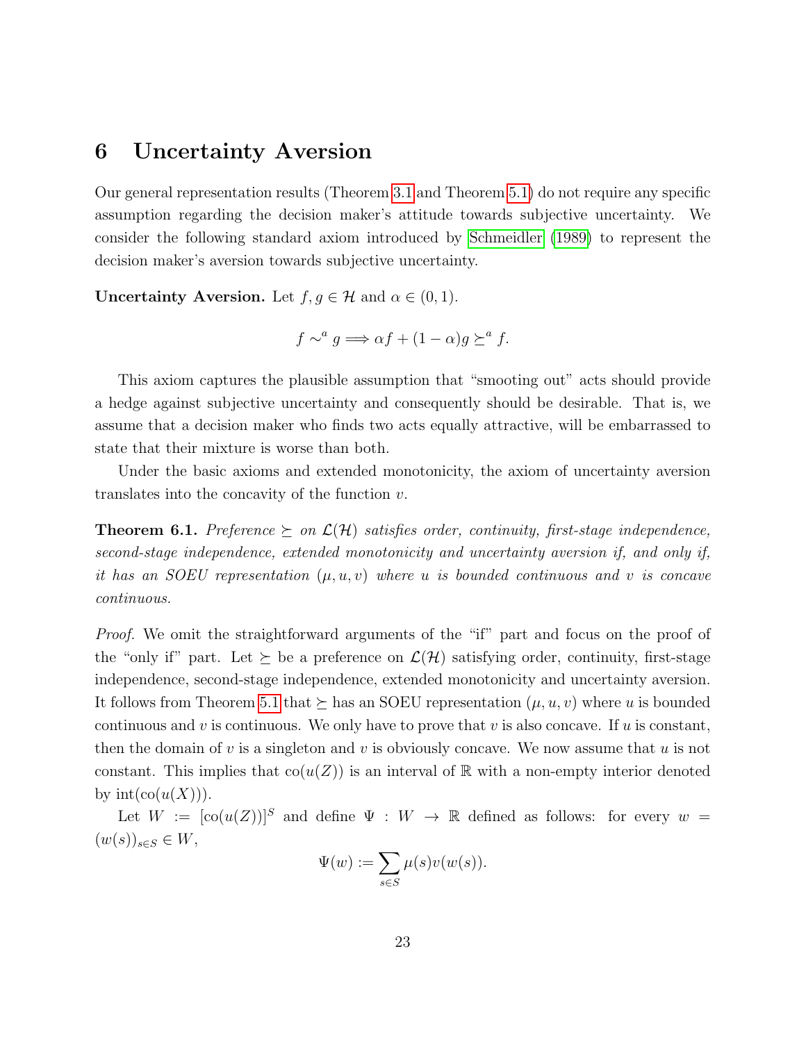# 6 Uncertainty Aversion

Our general representation results (Theorem 3.1 and Theorem 5.1) do not require any specific assumption regarding the decision maker's attitude towards subjective uncertainty. We consider the following standard axiom introduced by Schmeidler (1989) to represent the decision maker's aversion towards subjective uncertainty.

**Uncertainty Aversion.** Let $f, g \in \mathcal{H}$ and $\alpha \in (0,1)$.

$$f \sim^a g \Longrightarrow \alpha f + (1-\alpha) g \succeq^a f.$$

This axiom captures the plausible assumption that "smooting out" acts should provide a hedge against subjective uncertainty and consequently should be desirable. That is, we assume that a decision maker who finds two acts equally attractive, will be embarrassed to state that their mixture is worse than both.

Under the basic axioms and extended monotonicity, the axiom of uncertainty aversion translates into the concavity of the function $v$.

**Theorem 6.1.** *Preference $\succeq$ on $\mathcal{L}(\mathcal{H})$ satisfies order, continuity, first-stage independence, second-stage independence, extended monotonicity and uncertainty aversion if, and only if, it has an SOEU representation $(\mu, u, v)$ where $u$ is bounded continuous and $v$ is concave continuous.*

*Proof.* We omit the straightforward arguments of the "if" part and focus on the proof of the "only if" part. Let $\succeq$ be a preference on $\mathcal{L}(\mathcal{H})$ satisfying order, continuity, first-stage independence, second-stage independence, extended monotonicity and uncertainty aversion. It follows from Theorem 5.1 that $\succeq$ has an SOEU representation $(\mu, u, v)$ where $u$ is bounded continuous and $v$ is continuous. We only have to prove that $v$ is also concave. If $u$ is constant, then the domain of $v$ is a singleton and $v$ is obviously concave. We now assume that $u$ is not constant. This implies that $\text{co}(u(Z))$ is an interval of $\mathbb{R}$ with a non-empty interior denoted by $\text{int}(\text{co}(u(X)))$.

Let $W := [\text{co}(u(Z))]^S$ and define $\Psi : W \to \mathbb{R}$ defined as follows: for every $w = (w(s))_{s \in S} \in W$,

$$\Psi(w) := \sum_{s \in S} \mu(s) v(w(s)).$$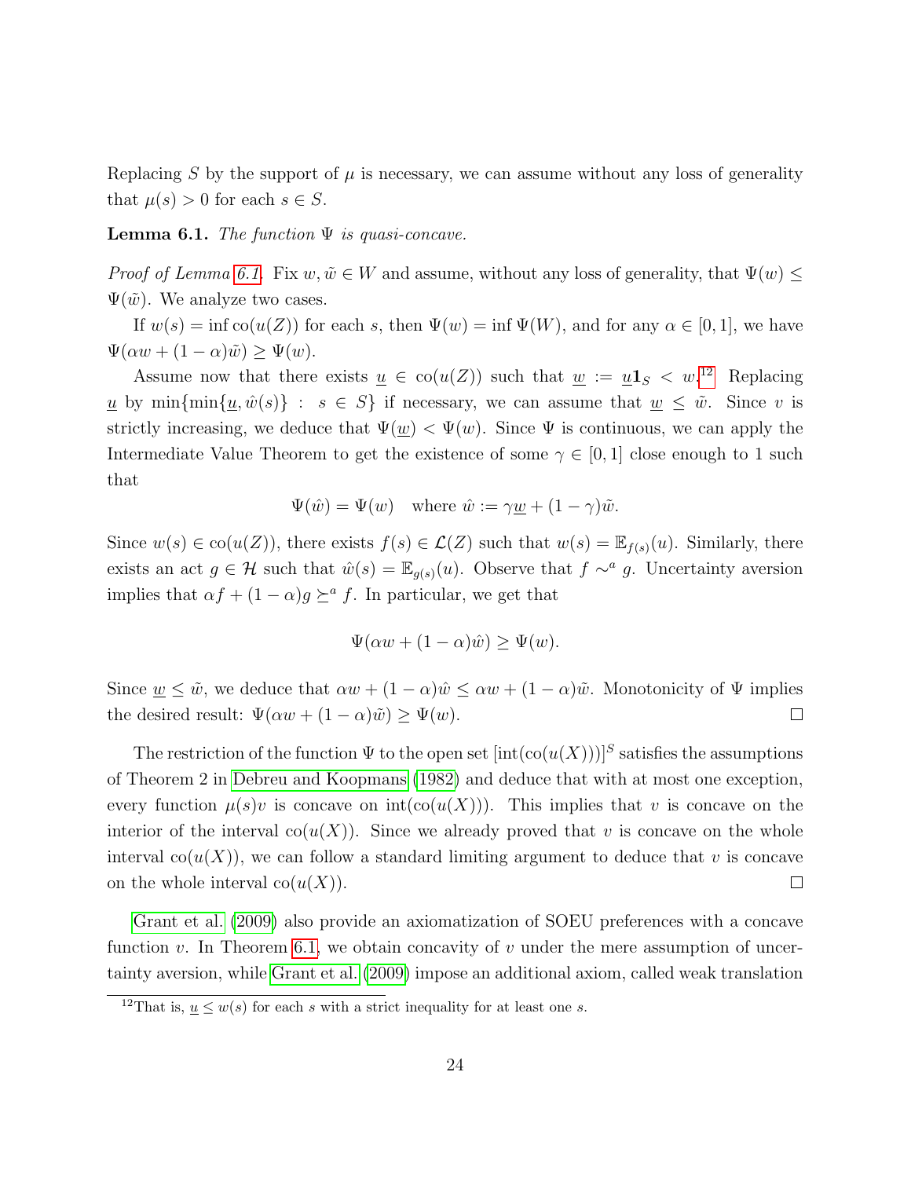Replacing $S$ by the support of $\mu$ is necessary, we can assume without any loss of generality that $\mu(s) > 0$ for each $s \in S$.

**Lemma 6.1.** *The function $\Psi$ is quasi-concave.*

*Proof of Lemma 6.1.* Fix $w, \tilde{w} \in W$ and assume, without any loss of generality, that $\Psi(w) \leq \Psi(\tilde{w})$. We analyze two cases.

If $w(s) = \inf \operatorname{co}(u(Z))$ for each $s$, then $\Psi(w) = \inf \Psi(W)$, and for any $\alpha \in [0, 1]$, we have $\Psi(\alpha w + (1 - \alpha)\tilde{w}) \geq \Psi(w)$.

Assume now that there exists $\underline{u} \in \operatorname{co}(u(Z))$ such that $\underline{w} := \underline{u}\mathbf{1}_S < w$.[12] Replacing $\underline{u}$ by $\min\{\min\{\underline{u}, \hat{w}(s)\} \ : \ s \in S\}$ if necessary, we can assume that $\underline{w} \leq \tilde{w}$. Since $v$ is strictly increasing, we deduce that $\Psi(\underline{w}) < \Psi(w)$. Since $\Psi$ is continuous, we can apply the Intermediate Value Theorem to get the existence of some $\gamma \in [0, 1]$ close enough to 1 such that

$$\Psi(\hat{w}) = \Psi(w) \quad \text{where } \hat{w} := \gamma\underline{w} + (1 - \gamma)\tilde{w}.$$

Since $w(s) \in \operatorname{co}(u(Z))$, there exists $f(s) \in \mathcal{L}(Z)$ such that $w(s) = \mathbb{E}_{f(s)}(u)$. Similarly, there exists an act $g \in \mathcal{H}$ such that $\hat{w}(s) = \mathbb{E}_{g(s)}(u)$. Observe that $f \sim^a g$. Uncertainty aversion implies that $\alpha f + (1 - \alpha)g \succeq^a f$. In particular, we get that

$$\Psi(\alpha w + (1 - \alpha)\hat{w}) \geq \Psi(w).$$

Since $\underline{w} \leq \tilde{w}$, we deduce that $\alpha w + (1 - \alpha)\hat{w} \leq \alpha w + (1 - \alpha)\tilde{w}$. Monotonicity of $\Psi$ implies the desired result: $\Psi(\alpha w + (1 - \alpha)\tilde{w}) \geq \Psi(w)$. ◻

The restriction of the function $\Psi$ to the open set $[\operatorname{int}(\operatorname{co}(u(X)))]^S$ satisfies the assumptions of Theorem 2 in Debreu and Koopmans (1982) and deduce that with at most one exception, every function $\mu(s)v$ is concave on $\operatorname{int}(\operatorname{co}(u(X)))$. This implies that $v$ is concave on the interior of the interval $\operatorname{co}(u(X))$. Since we already proved that $v$ is concave on the whole interval $\operatorname{co}(u(X))$, we can follow a standard limiting argument to deduce that $v$ is concave on the whole interval $\operatorname{co}(u(X))$. ◻

Grant et al. (2009) also provide an axiomatization of SOEU preferences with a concave function $v$. In Theorem 6.1, we obtain concavity of $v$ under the mere assumption of uncertainty aversion, while Grant et al. (2009) impose an additional axiom, called weak translation

[12] That is, $\underline{u} \leq w(s)$ for each $s$ with a strict inequality for at least one $s$.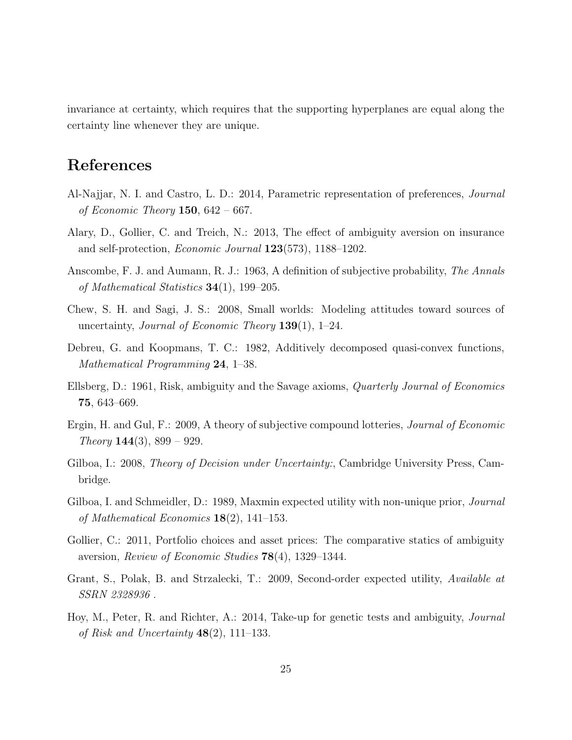invariance at certainty, which requires that the supporting hyperplanes are equal along the certainty line whenever they are unique.

# References

Al-Najjar, N. I. and Castro, L. D.: 2014, Parametric representation of preferences, *Journal of Economic Theory* **150**, 642 – 667.

Alary, D., Gollier, C. and Treich, N.: 2013, The effect of ambiguity aversion on insurance and self-protection, *Economic Journal* **123**(573), 1188–1202.

Anscombe, F. J. and Aumann, R. J.: 1963, A definition of subjective probability, *The Annals of Mathematical Statistics* **34**(1), 199–205.

Chew, S. H. and Sagi, J. S.: 2008, Small worlds: Modeling attitudes toward sources of uncertainty, *Journal of Economic Theory* **139**(1), 1–24.

Debreu, G. and Koopmans, T. C.: 1982, Additively decomposed quasi-convex functions, *Mathematical Programming* **24**, 1–38.

Ellsberg, D.: 1961, Risk, ambiguity and the Savage axioms, *Quarterly Journal of Economics* **75**, 643–669.

Ergin, H. and Gul, F.: 2009, A theory of subjective compound lotteries, *Journal of Economic Theory* **144**(3), 899 – 929.

Gilboa, I.: 2008, *Theory of Decision under Uncertainty:*, Cambridge University Press, Cambridge.

Gilboa, I. and Schmeidler, D.: 1989, Maxmin expected utility with non-unique prior, *Journal of Mathematical Economics* **18**(2), 141–153.

Gollier, C.: 2011, Portfolio choices and asset prices: The comparative statics of ambiguity aversion, *Review of Economic Studies* **78**(4), 1329–1344.

Grant, S., Polak, B. and Strzalecki, T.: 2009, Second-order expected utility, *Available at SSRN 2328936* .

Hoy, M., Peter, R. and Richter, A.: 2014, Take-up for genetic tests and ambiguity, *Journal of Risk and Uncertainty* **48**(2), 111–133.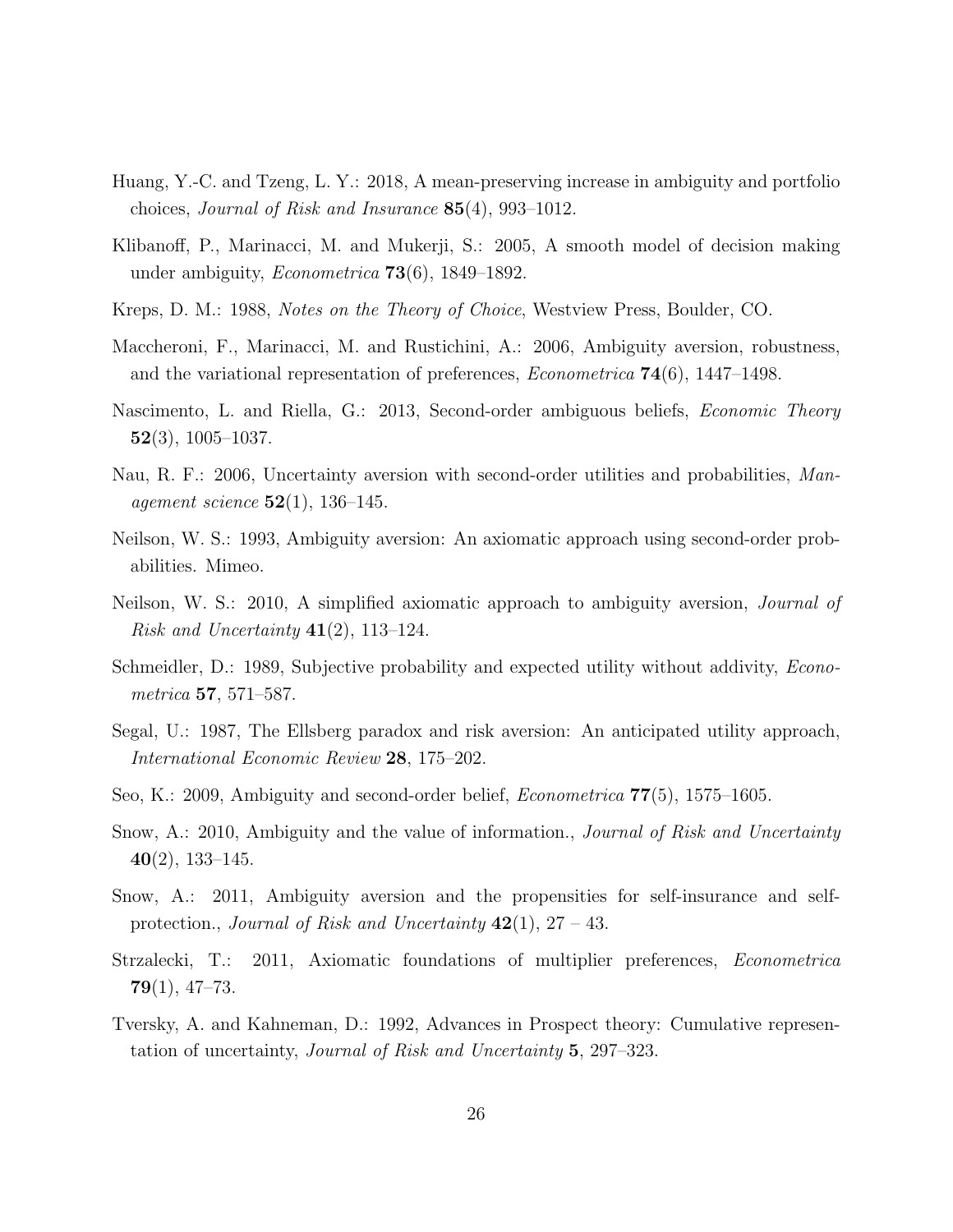Huang, Y.-C. and Tzeng, L. Y.: 2018, A mean-preserving increase in ambiguity and portfolio choices, *Journal of Risk and Insurance* **85**(4), 993–1012.

Klibanoff, P., Marinacci, M. and Mukerji, S.: 2005, A smooth model of decision making under ambiguity, *Econometrica* **73**(6), 1849–1892.

Kreps, D. M.: 1988, *Notes on the Theory of Choice*, Westview Press, Boulder, CO.

Maccheroni, F., Marinacci, M. and Rustichini, A.: 2006, Ambiguity aversion, robustness, and the variational representation of preferences, *Econometrica* **74**(6), 1447–1498.

Nascimento, L. and Riella, G.: 2013, Second-order ambiguous beliefs, *Economic Theory* **52**(3), 1005–1037.

Nau, R. F.: 2006, Uncertainty aversion with second-order utilities and probabilities, *Management science* **52**(1), 136–145.

Neilson, W. S.: 1993, Ambiguity aversion: An axiomatic approach using second-order probabilities. Mimeo.

Neilson, W. S.: 2010, A simplified axiomatic approach to ambiguity aversion, *Journal of Risk and Uncertainty* **41**(2), 113–124.

Schmeidler, D.: 1989, Subjective probability and expected utility without addivity, *Econometrica* **57**, 571–587.

Segal, U.: 1987, The Ellsberg paradox and risk aversion: An anticipated utility approach, *International Economic Review* **28**, 175–202.

Seo, K.: 2009, Ambiguity and second-order belief, *Econometrica* **77**(5), 1575–1605.

Snow, A.: 2010, Ambiguity and the value of information., *Journal of Risk and Uncertainty* **40**(2), 133–145.

Snow, A.: 2011, Ambiguity aversion and the propensities for self-insurance and self-protection., *Journal of Risk and Uncertainty* **42**(1), 27 – 43.

Strzalecki, T.: 2011, Axiomatic foundations of multiplier preferences, *Econometrica* **79**(1), 47–73.

Tversky, A. and Kahneman, D.: 1992, Advances in Prospect theory: Cumulative representation of uncertainty, *Journal of Risk and Uncertainty* **5**, 297–323.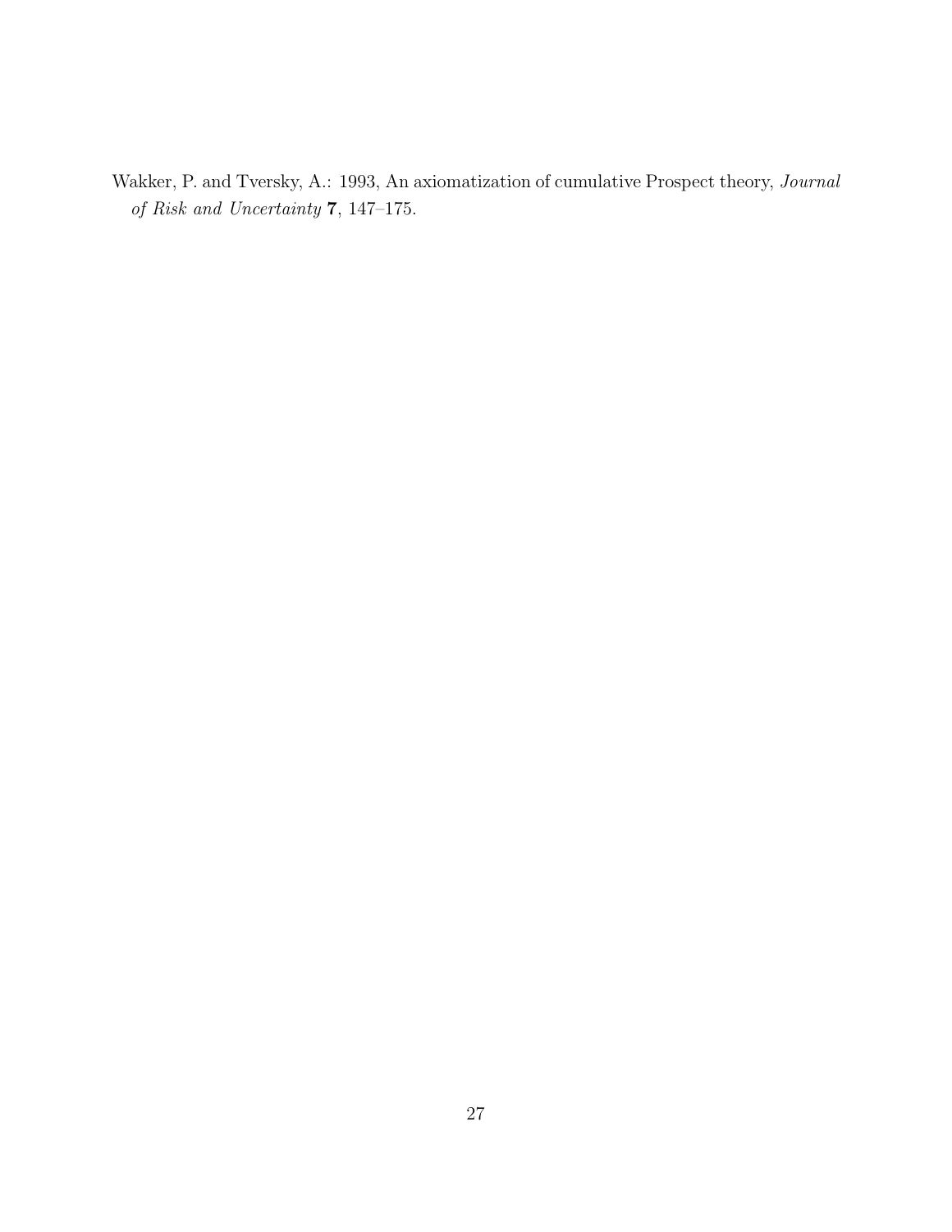Wakker, P. and Tversky, A.: 1993, An axiomatization of cumulative Prospect theory, *Journal of Risk and Uncertainty* **7**, 147–175.